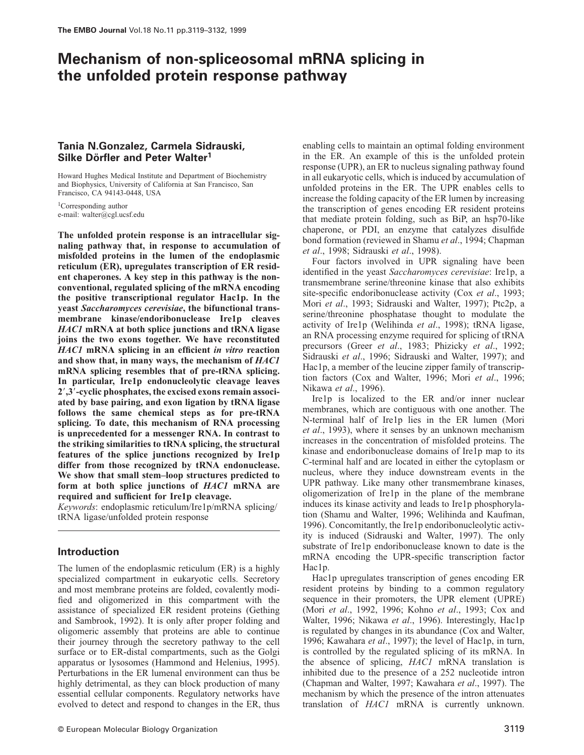# Mechanism of non-spliceosomal mRNA splicing in the unfolded protein response pathway

**Tania N.Gonzalez, Carmela Sidrauski, Silke Dörfler and Peter Walter[1]**

Howard Hughes Medical Institute and Department of Biochemistry and Biophysics, University of California at San Francisco, San Francisco, CA 94143-0448, USA

[1]Corresponding author
e-mail: walter@cgl.ucsf.edu

**The unfolded protein response is an intracellular signaling pathway that, in response to accumulation of misfolded proteins in the lumen of the endoplasmic reticulum (ER), upregulates transcription of ER resident chaperones. A key step in this pathway is the non-conventional, regulated splicing of the mRNA encoding the positive transcriptional regulator Hac1p. In the yeast *Saccharomyces cerevisiae*, the bifunctional transmembrane kinase/endoribonuclease Ire1p cleaves *HAC1* mRNA at both splice junctions and tRNA ligase joins the two exons together. We have reconstituted *HAC1* mRNA splicing in an efficient *in vitro* reaction and show that, in many ways, the mechanism of *HAC1* mRNA splicing resembles that of pre-tRNA splicing. In particular, Ire1p endonucleolytic cleavage leaves 2′,3′-cyclic phosphates, the excised exons remain associated by base pairing, and exon ligation by tRNA ligase follows the same chemical steps as for pre-tRNA splicing. To date, this mechanism of RNA processing is unprecedented for a messenger RNA. In contrast to the striking similarities to tRNA splicing, the structural features of the splice junctions recognized by Ire1p differ from those recognized by tRNA endonuclease. We show that small stem–loop structures predicted to form at both splice junctions of *HAC1* mRNA are required and sufficient for Ire1p cleavage.**

*Keywords*: endoplasmic reticulum/Ire1p/mRNA splicing/tRNA ligase/unfolded protein response

## Introduction

The lumen of the endoplasmic reticulum (ER) is a highly specialized compartment in eukaryotic cells. Secretory and most membrane proteins are folded, covalently modified and oligomerized in this compartment with the assistance of specialized ER resident proteins (Gething and Sambrook, 1992). It is only after proper folding and oligomeric assembly that proteins are able to continue their journey through the secretory pathway to the cell surface or to ER-distal compartments, such as the Golgi apparatus or lysosomes (Hammond and Helenius, 1995). Perturbations in the ER lumenal environment can thus be highly detrimental, as they can block production of many essential cellular components. Regulatory networks have evolved to detect and respond to changes in the ER, thus enabling cells to maintain an optimal folding environment in the ER. An example of this is the unfolded protein response (UPR), an ER to nucleus signaling pathway found in all eukaryotic cells, which is induced by accumulation of unfolded proteins in the ER. The UPR enables cells to increase the folding capacity of the ER lumen by increasing the transcription of genes encoding ER resident proteins that mediate protein folding, such as BiP, an hsp70-like chaperone, or PDI, an enzyme that catalyzes disulfide bond formation (reviewed in Shamu *et al*., 1994; Chapman *et al*., 1998; Sidrauski *et al*., 1998).

Four factors involved in UPR signaling have been identified in the yeast *Saccharomyces cerevisiae*: Ire1p, a transmembrane serine/threonine kinase that also exhibits site-specific endoribonuclease activity (Cox *et al*., 1993; Mori *et al*., 1993; Sidrauski and Walter, 1997); Ptc2p, a serine/threonine phosphatase thought to modulate the activity of Ire1p (Welihinda *et al*., 1998); tRNA ligase, an RNA processing enzyme required for splicing of tRNA precursors (Greer *et al*., 1983; Phizicky *et al*., 1992; Sidrauski *et al*., 1996; Sidrauski and Walter, 1997); and Hac1p, a member of the leucine zipper family of transcription factors (Cox and Walter, 1996; Mori *et al*., 1996; Nikawa *et al*., 1996).

Ire1p is localized to the ER and/or inner nuclear membranes, which are contiguous with one another. The N-terminal half of Ire1p lies in the ER lumen (Mori *et al*., 1993), where it senses by an unknown mechanism increases in the concentration of misfolded proteins. The kinase and endoribonuclease domains of Ire1p map to its C-terminal half and are located in either the cytoplasm or nucleus, where they induce downstream events in the UPR pathway. Like many other transmembrane kinases, oligomerization of Ire1p in the plane of the membrane induces its kinase activity and leads to Ire1p phosphorylation (Shamu and Walter, 1996; Welihinda and Kaufman, 1996). Concomitantly, the Ire1p endoribonucleolytic activity is induced (Sidrauski and Walter, 1997). The only substrate of Ire1p endoribonuclease known to date is the mRNA encoding the UPR-specific transcription factor Hac1p.

Hac1p upregulates transcription of genes encoding ER resident proteins by binding to a common regulatory sequence in their promoters, the UPR element (UPRE) (Mori *et al*., 1992, 1996; Kohno *et al*., 1993; Cox and Walter, 1996; Nikawa *et al*., 1996). Interestingly, Hac1p is regulated by changes in its abundance (Cox and Walter, 1996; Kawahara *et al*., 1997); the level of Hac1p, in turn, is controlled by the regulated splicing of its mRNA. In the absence of splicing, *HAC1* mRNA translation is inhibited due to the presence of a 252 nucleotide intron (Chapman and Walter, 1997; Kawahara *et al*., 1997). The mechanism by which the presence of the intron attenuates translation of *HAC1* mRNA is currently unknown.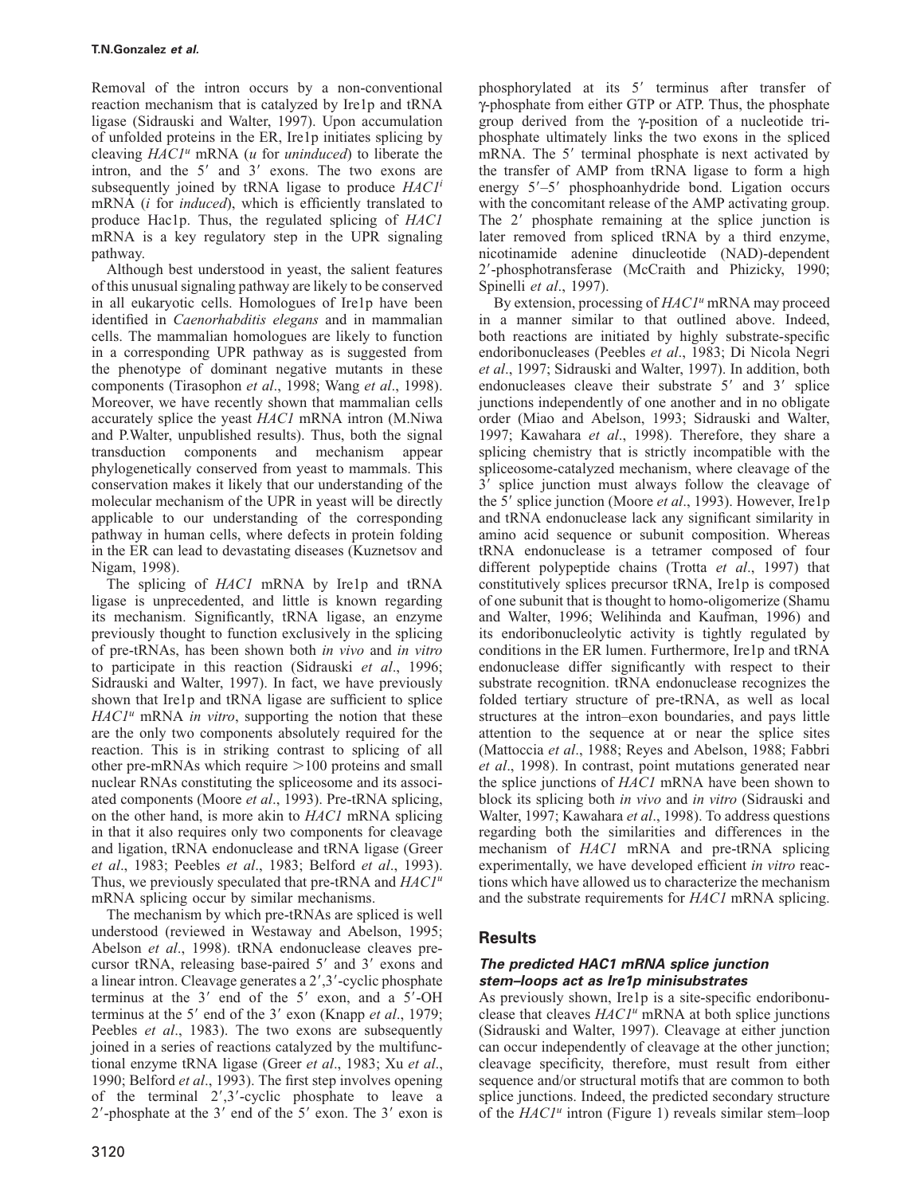Removal of the intron occurs by a non-conventional reaction mechanism that is catalyzed by Ire1p and tRNA ligase (Sidrauski and Walter, 1997). Upon accumulation of unfolded proteins in the ER, Ire1p initiates splicing by cleaving *HAC1$^u$* mRNA (*u* for *uninduced*) to liberate the intron, and the 5′ and 3′ exons. The two exons are subsequently joined by tRNA ligase to produce *HAC1$^i$* mRNA (*i* for *induced*), which is efficiently translated to produce Hac1p. Thus, the regulated splicing of *HAC1* mRNA is a key regulatory step in the UPR signaling pathway.

Although best understood in yeast, the salient features of this unusual signaling pathway are likely to be conserved in all eukaryotic cells. Homologues of Ire1p have been identified in *Caenorhabditis elegans* and in mammalian cells. The mammalian homologues are likely to function in a corresponding UPR pathway as is suggested from the phenotype of dominant negative mutants in these components (Tirasophon *et al*., 1998; Wang *et al*., 1998). Moreover, we have recently shown that mammalian cells accurately splice the yeast *HAC1* mRNA intron (M.Niwa and P.Walter, unpublished results). Thus, both the signal transduction components and mechanism appear phylogenetically conserved from yeast to mammals. This conservation makes it likely that our understanding of the molecular mechanism of the UPR in yeast will be directly applicable to our understanding of the corresponding pathway in human cells, where defects in protein folding in the ER can lead to devastating diseases (Kuznetsov and Nigam, 1998).

The splicing of *HAC1* mRNA by Ire1p and tRNA ligase is unprecedented, and little is known regarding its mechanism. Significantly, tRNA ligase, an enzyme previously thought to function exclusively in the splicing of pre-tRNAs, has been shown both *in vivo* and *in vitro* to participate in this reaction (Sidrauski *et al*., 1996; Sidrauski and Walter, 1997). In fact, we have previously shown that Ire1p and tRNA ligase are sufficient to splice *HAC1$^u$* mRNA *in vitro*, supporting the notion that these are the only two components absolutely required for the reaction. This is in striking contrast to splicing of all other pre-mRNAs which require >100 proteins and small nuclear RNAs constituting the spliceosome and its associated components (Moore *et al*., 1993). Pre-tRNA splicing, on the other hand, is more akin to *HAC1* mRNA splicing in that it also requires only two components for cleavage and ligation, tRNA endonuclease and tRNA ligase (Greer *et al*., 1983; Peebles *et al*., 1983; Belford *et al*., 1993). Thus, we previously speculated that pre-tRNA and *HAC1$^u$* mRNA splicing occur by similar mechanisms.

The mechanism by which pre-tRNAs are spliced is well understood (reviewed in Westaway and Abelson, 1995; Abelson *et al*., 1998). tRNA endonuclease cleaves precursor tRNA, releasing base-paired 5′ and 3′ exons and a linear intron. Cleavage generates a 2′,3′-cyclic phosphate terminus at the 3′ end of the 5′ exon, and a 5′-OH terminus at the 5′ end of the 3′ exon (Knapp *et al*., 1979; Peebles *et al*., 1983). The two exons are subsequently joined in a series of reactions catalyzed by the multifunctional enzyme tRNA ligase (Greer *et al*., 1983; Xu *et al*., 1990; Belford *et al*., 1993). The first step involves opening of the terminal 2′,3′-cyclic phosphate to leave a 2′-phosphate at the 3′ end of the 5′ exon. The 3′ exon is phosphorylated at its 5′ terminus after transfer of γ-phosphate from either GTP or ATP. Thus, the phosphate group derived from the γ-position of a nucleotide triphosphate ultimately links the two exons in the spliced mRNA. The 5′ terminal phosphate is next activated by the transfer of AMP from tRNA ligase to form a high energy 5′–5′ phosphoanhydride bond. Ligation occurs with the concomitant release of the AMP activating group. The 2′ phosphate remaining at the splice junction is later removed from spliced tRNA by a third enzyme, nicotinamide adenine dinucleotide (NAD)-dependent 2′-phosphotransferase (McCraith and Phizicky, 1990; Spinelli *et al*., 1997).

By extension, processing of *HAC1$^u$* mRNA may proceed in a manner similar to that outlined above. Indeed, both reactions are initiated by highly substrate-specific endoribonucleases (Peebles *et al*., 1983; Di Nicola Negri *et al*., 1997; Sidrauski and Walter, 1997). In addition, both endonucleases cleave their substrate 5′ and 3′ splice junctions independently of one another and in no obligate order (Miao and Abelson, 1993; Sidrauski and Walter, 1997; Kawahara *et al*., 1998). Therefore, they share a splicing chemistry that is strictly incompatible with the spliceosome-catalyzed mechanism, where cleavage of the 3′ splice junction must always follow the cleavage of the 5′ splice junction (Moore *et al*., 1993). However, Ire1p and tRNA endonuclease lack any significant similarity in amino acid sequence or subunit composition. Whereas tRNA endonuclease is a tetramer composed of four different polypeptide chains (Trotta *et al*., 1997) that constitutively splices precursor tRNA, Ire1p is composed of one subunit that is thought to homo-oligomerize (Shamu and Walter, 1996; Welihinda and Kaufman, 1996) and its endoribonucleolytic activity is tightly regulated by conditions in the ER lumen. Furthermore, Ire1p and tRNA endonuclease differ significantly with respect to their substrate recognition. tRNA endonuclease recognizes the folded tertiary structure of pre-tRNA, as well as local structures at the intron–exon boundaries, and pays little attention to the sequence at or near the splice sites (Mattoccia *et al*., 1988; Reyes and Abelson, 1988; Fabbri *et al*., 1998). In contrast, point mutations generated near the splice junctions of *HAC1* mRNA have been shown to block its splicing both *in vivo* and *in vitro* (Sidrauski and Walter, 1997; Kawahara *et al*., 1998). To address questions regarding both the similarities and differences in the mechanism of *HAC1* mRNA and pre-tRNA splicing experimentally, we have developed efficient *in vitro* reactions which have allowed us to characterize the mechanism and the substrate requirements for *HAC1* mRNA splicing.

## Results

### *The predicted HAC1 mRNA splice junction stem–loops act as Ire1p minisubstrates*

As previously shown, Ire1p is a site-specific endoribonuclease that cleaves *HAC1$^u$* mRNA at both splice junctions (Sidrauski and Walter, 1997). Cleavage at either junction can occur independently of cleavage at the other junction; cleavage specificity, therefore, must result from either sequence and/or structural motifs that are common to both splice junctions. Indeed, the predicted secondary structure of the *HAC1$^u$* intron (Figure 1) reveals similar stem–loop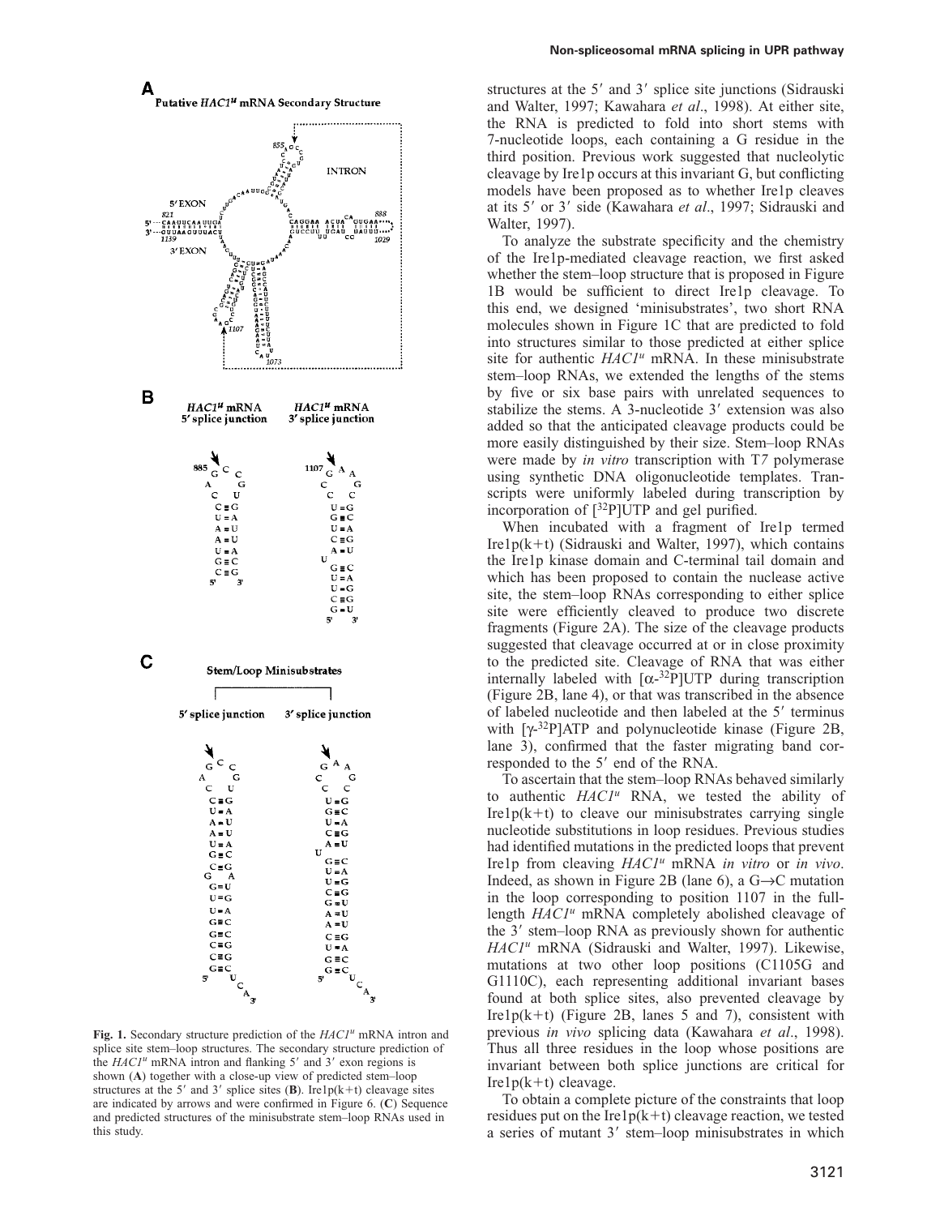structures at the 5′ and 3′ splice site junctions (Sidrauski and Walter, 1997; Kawahara *et al*., 1998). At either site, the RNA is predicted to fold into short stems with 7-nucleotide loops, each containing a G residue in the third position. Previous work suggested that nucleolytic cleavage by Ire1p occurs at this invariant G, but conflicting models have been proposed as to whether Ire1p cleaves at its 5′ or 3′ side (Kawahara *et al*., 1997; Sidrauski and Walter, 1997).

To analyze the substrate specificity and the chemistry of the Ire1p-mediated cleavage reaction, we first asked whether the stem–loop structure that is proposed in Figure 1B would be sufficient to direct Ire1p cleavage. To this end, we designed 'minisubstrates', two short RNA molecules shown in Figure 1C that are predicted to fold into structures similar to those predicted at either splice site for authentic *HAC1^u* mRNA. In these minisubstrate stem–loop RNAs, we extended the lengths of the stems by five or six base pairs with unrelated sequences to stabilize the stems. A 3-nucleotide 3′ extension was also added so that the anticipated cleavage products could be more easily distinguished by their size. Stem–loop RNAs were made by *in vitro* transcription with T7 polymerase using synthetic DNA oligonucleotide templates. Transcripts were uniformly labeled during transcription by incorporation of [$^{32}$P]UTP and gel purified.

When incubated with a fragment of Ire1p termed Ire1p(k+t) (Sidrauski and Walter, 1997), which contains the Ire1p kinase domain and C-terminal tail domain and which has been proposed to contain the nuclease active site, the stem–loop RNAs corresponding to either splice site were efficiently cleaved to produce two discrete fragments (Figure 2A). The size of the cleavage products suggested that cleavage occurred at or in close proximity to the predicted site. Cleavage of RNA that was either internally labeled with [$\alpha$-$^{32}$P]UTP during transcription (Figure 2B, lane 4), or that was transcribed in the absence of labeled nucleotide and then labeled at the 5′ terminus with [$\gamma$-$^{32}$P]ATP and polynucleotide kinase (Figure 2B, lane 3), confirmed that the faster migrating band corresponded to the 5′ end of the RNA.

To ascertain that the stem–loop RNAs behaved similarly to authentic *HAC1^u* RNA, we tested the ability of Ire1p(k+t) to cleave our minisubstrates carrying single nucleotide substitutions in loop residues. Previous studies had identified mutations in the predicted loops that prevent Ire1p from cleaving *HAC1^u* mRNA *in vitro* or *in vivo*. Indeed, as shown in Figure 2B (lane 6), a G→C mutation in the loop corresponding to position 1107 in the full-length *HAC1^u* mRNA completely abolished cleavage of the 3′ stem–loop RNA as previously shown for authentic *HAC1^u* mRNA (Sidrauski and Walter, 1997). Likewise, mutations at two other loop positions (C1105G and G1110C), each representing additional invariant bases found at both splice sites, also prevented cleavage by Ire1p(k+t) (Figure 2B, lanes 5 and 7), consistent with previous *in vivo* splicing data (Kawahara *et al*., 1998). Thus all three residues in the loop whose positions are invariant between both splice junctions are critical for Ire1p(k+t) cleavage.

To obtain a complete picture of the constraints that loop residues put on the Ire1p(k+t) cleavage reaction, we tested a series of mutant 3′ stem–loop minisubstrates in which

**Fig. 1.** Secondary structure prediction of the *HAC1^u* mRNA intron and splice site stem–loop structures. The secondary structure prediction of the *HAC1^u* mRNA intron and flanking 5′ and 3′ exon regions is shown (**A**) together with a close-up view of predicted stem–loop structures at the 5′ and 3′ splice sites (**B**). Ire1p(k+t) cleavage sites are indicated by arrows and were confirmed in Figure 6. (**C**) Sequence and predicted structures of the minisubstrate stem–loop RNAs used in this study.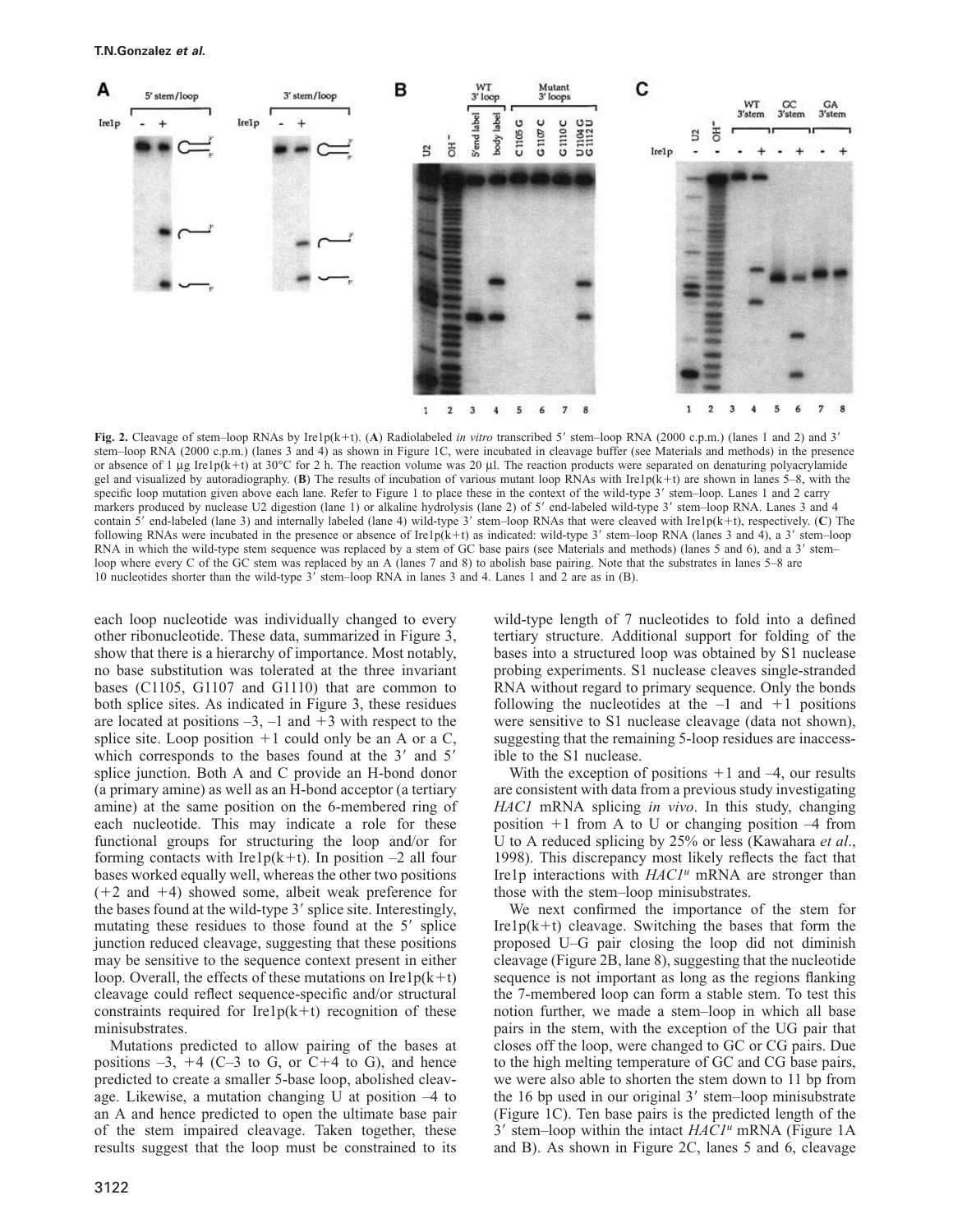**Fig. 2.** Cleavage of stem–loop RNAs by Ire1p(k+t). (**A**) Radiolabeled *in vitro* transcribed 5′ stem–loop RNA (2000 c.p.m.) (lanes 1 and 2) and 3′ stem–loop RNA (2000 c.p.m.) (lanes 3 and 4) as shown in Figure 1C, were incubated in cleavage buffer (see Materials and methods) in the presence or absence of 1 µg Ire1p(k+t) at 30°C for 2 h. The reaction volume was 20 µl. The reaction products were separated on denaturing polyacrylamide gel and visualized by autoradiography. (**B**) The results of incubation of various mutant loop RNAs with Ire1p(k+t) are shown in lanes 5–8, with the specific loop mutation given above each lane. Refer to Figure 1 to place these in the context of the wild-type 3′ stem–loop. Lanes 1 and 2 carry markers produced by nuclease U2 digestion (lane 1) or alkaline hydrolysis (lane 2) of 5′ end-labeled wild-type 3′ stem–loop RNA. Lanes 3 and 4 contain 5′ end-labeled (lane 3) and internally labeled (lane 4) wild-type 3′ stem–loop RNAs that were cleaved with Ire1p(k+t), respectively. (**C**) The following RNAs were incubated in the presence or absence of Ire1p(k+t) as indicated: wild-type 3′ stem–loop RNA (lanes 3 and 4), a 3′ stem–loop RNA in which the wild-type stem sequence was replaced by a stem of GC base pairs (see Materials and methods) (lanes 5 and 6), and a 3′ stem–loop where every C of the GC stem was replaced by an A (lanes 7 and 8) to abolish base pairing. Note that the substrates in lanes 5–8 are 10 nucleotides shorter than the wild-type 3′ stem–loop RNA in lanes 3 and 4. Lanes 1 and 2 are as in (B).

each loop nucleotide was individually changed to every other ribonucleotide. These data, summarized in Figure 3, show that there is a hierarchy of importance. Most notably, no base substitution was tolerated at the three invariant bases (C1105, G1107 and G1110) that are common to both splice sites. As indicated in Figure 3, these residues are located at positions –3, –1 and +3 with respect to the splice site. Loop position +1 could only be an A or a C, which corresponds to the bases found at the 3′ and 5′ splice junction. Both A and C provide an H-bond donor (a primary amine) as well as an H-bond acceptor (a tertiary amine) at the same position on the 6-membered ring of each nucleotide. This may indicate a role for these functional groups for structuring the loop and/or for forming contacts with Ire1p(k+t). In position –2 all four bases worked equally well, whereas the other two positions (+2 and +4) showed some, albeit weak preference for the bases found at the wild-type 3′ splice site. Interestingly, mutating these residues to those found at the 5′ splice junction reduced cleavage, suggesting that these positions may be sensitive to the sequence context present in either loop. Overall, the effects of these mutations on Ire1p(k+t) cleavage could reflect sequence-specific and/or structural constraints required for Ire1p(k+t) recognition of these minisubstrates.

Mutations predicted to allow pairing of the bases at positions –3, +4 (C–3 to G, or C+4 to G), and hence predicted to create a smaller 5-base loop, abolished cleavage. Likewise, a mutation changing U at position –4 to an A and hence predicted to open the ultimate base pair of the stem impaired cleavage. Taken together, these results suggest that the loop must be constrained to its wild-type length of 7 nucleotides to fold into a defined tertiary structure. Additional support for folding of the bases into a structured loop was obtained by S1 nuclease probing experiments. S1 nuclease cleaves single-stranded RNA without regard to primary sequence. Only the bonds following the nucleotides at the –1 and +1 positions were sensitive to S1 nuclease cleavage (data not shown), suggesting that the remaining 5-loop residues are inaccessible to the S1 nuclease.

With the exception of positions +1 and –4, our results are consistent with data from a previous study investigating *HAC1* mRNA splicing *in vivo*. In this study, changing position +1 from A to U or changing position –4 from U to A reduced splicing by 25% or less (Kawahara *et al*., 1998). This discrepancy most likely reflects the fact that Ire1p interactions with $HAC1^u$ mRNA are stronger than those with the stem–loop minisubstrates.

We next confirmed the importance of the stem for Ire1p(k+t) cleavage. Switching the bases that form the proposed U–G pair closing the loop did not diminish cleavage (Figure 2B, lane 8), suggesting that the nucleotide sequence is not important as long as the regions flanking the 7-membered loop can form a stable stem. To test this notion further, we made a stem–loop in which all base pairs in the stem, with the exception of the UG pair that closes off the loop, were changed to GC or CG pairs. Due to the high melting temperature of GC and CG base pairs, we were also able to shorten the stem down to 11 bp from the 16 bp used in our original 3′ stem–loop minisubstrate (Figure 1C). Ten base pairs is the predicted length of the 3′ stem–loop within the intact $HAC1^u$ mRNA (Figure 1A and B). As shown in Figure 2C, lanes 5 and 6, cleavage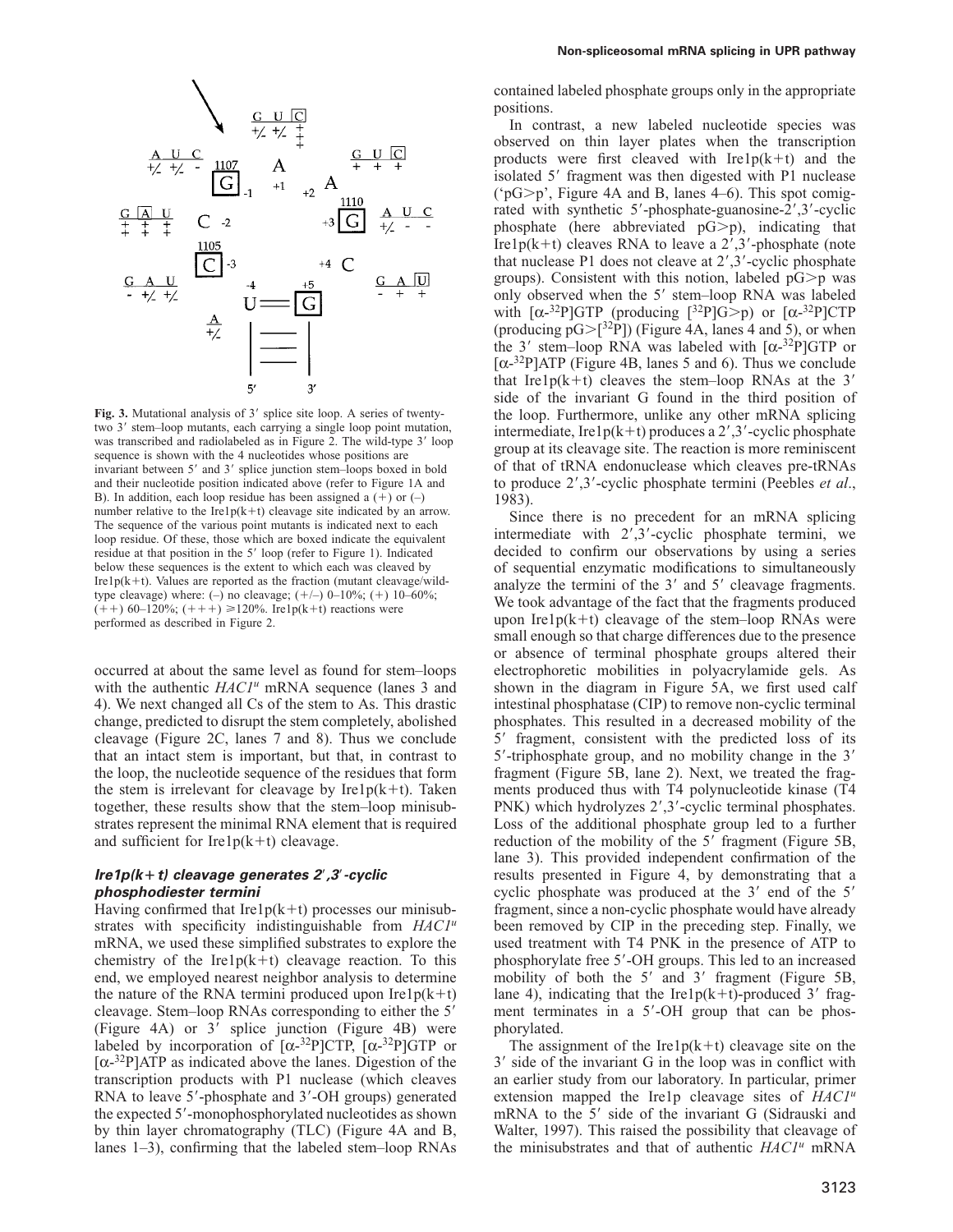**Fig. 3.** Mutational analysis of 3′ splice site loop. A series of twenty-two 3′ stem–loop mutants, each carrying a single loop point mutation, was transcribed and radiolabeled as in Figure 2. The wild-type 3′ loop sequence is shown with the 4 nucleotides whose positions are invariant between 5′ and 3′ splice junction stem–loops boxed in bold and their nucleotide position indicated above (refer to Figure 1A and B). In addition, each loop residue has been assigned a (+) or (–) number relative to the Ire1p(k+t) cleavage site indicated by an arrow. The sequence of the various point mutants is indicated next to each loop residue. Of these, those which are boxed indicate the equivalent residue at that position in the 5′ loop (refer to Figure 1). Indicated below these sequences is the extent to which each was cleaved by Ire1p(k+t). Values are reported as the fraction (mutant cleavage/wild-type cleavage) where: (–) no cleavage; (+/–) 0–10%; (+) 10–60%; (++) 60–120%; (+++) ≥120%. Ire1p(k+t) reactions were performed as described in Figure 2.

occurred at about the same level as found for stem–loops with the authentic *HAC1*[u] mRNA sequence (lanes 3 and 4). We next changed all Cs of the stem to As. This drastic change, predicted to disrupt the stem completely, abolished cleavage (Figure 2C, lanes 7 and 8). Thus we conclude that an intact stem is important, but that, in contrast to the loop, the nucleotide sequence of the residues that form the stem is irrelevant for cleavage by Ire1p(k+t). Taken together, these results show that the stem–loop minisubstrates represent the minimal RNA element that is required and sufficient for Ire1p(k+t) cleavage.

### *Ire1p(k+t) cleavage generates 2′,3′-cyclic phosphodiester termini*

Having confirmed that Ire1p(k+t) processes our minisubstrates with specificity indistinguishable from *HAC1*[u] mRNA, we used these simplified substrates to explore the chemistry of the Ire1p(k+t) cleavage reaction. To this end, we employed nearest neighbor analysis to determine the nature of the RNA termini produced upon Ire1p(k+t) cleavage. Stem–loop RNAs corresponding to either the 5′ (Figure 4A) or 3′ splice junction (Figure 4B) were labeled by incorporation of [α-$^{32}$P]CTP, [α-$^{32}$P]GTP or [α-$^{32}$P]ATP as indicated above the lanes. Digestion of the transcription products with P1 nuclease (which cleaves RNA to leave 5′-phosphate and 3′-OH groups) generated the expected 5′-monophosphorylated nucleotides as shown by thin layer chromatography (TLC) (Figure 4A and B, lanes 1–3), confirming that the labeled stem–loop RNAs contained labeled phosphate groups only in the appropriate positions.

In contrast, a new labeled nucleotide species was observed on thin layer plates when the transcription products were first cleaved with Ire1p(k+t) and the isolated 5′ fragment was then digested with P1 nuclease ('pG>p', Figure 4A and B, lanes 4–6). This spot comigrated with synthetic 5′-phosphate-guanosine-2′,3′-cyclic phosphate (here abbreviated pG>p), indicating that Ire1p(k+t) cleaves RNA to leave a 2′,3′-phosphate (note that nuclease P1 does not cleave at 2′,3′-cyclic phosphate groups). Consistent with this notion, labeled pG>p was only observed when the 5′ stem–loop RNA was labeled with [α-$^{32}$P]GTP (producing [$^{32}$P]G>p) or [α-$^{32}$P]CTP (producing pG>[$^{32}$P]) (Figure 4A, lanes 4 and 5), or when the 3′ stem–loop RNA was labeled with [α-$^{32}$P]GTP or [α-$^{32}$P]ATP (Figure 4B, lanes 5 and 6). Thus we conclude that Ire1p(k+t) cleaves the stem–loop RNAs at the 3′ side of the invariant G found in the third position of the loop. Furthermore, unlike any other mRNA splicing intermediate, Ire1p(k+t) produces a 2′,3′-cyclic phosphate group at its cleavage site. The reaction is more reminiscent of that of tRNA endonuclease which cleaves pre-tRNAs to produce 2′,3′-cyclic phosphate termini (Peebles *et al*., 1983).

Since there is no precedent for an mRNA splicing intermediate with 2′,3′-cyclic phosphate termini, we decided to confirm our observations by using a series of sequential enzymatic modifications to simultaneously analyze the termini of the 3′ and 5′ cleavage fragments. We took advantage of the fact that the fragments produced upon Ire1p(k+t) cleavage of the stem–loop RNAs were small enough so that charge differences due to the presence or absence of terminal phosphate groups altered their electrophoretic mobilities in polyacrylamide gels. As shown in the diagram in Figure 5A, we first used calf intestinal phosphatase (CIP) to remove non-cyclic terminal phosphates. This resulted in a decreased mobility of the 5′ fragment, consistent with the predicted loss of its 5′-triphosphate group, and no mobility change in the 3′ fragment (Figure 5B, lane 2). Next, we treated the fragments produced thus with T4 polynucleotide kinase (T4 PNK) which hydrolyzes 2′,3′-cyclic terminal phosphates. Loss of the additional phosphate group led to a further reduction of the mobility of the 5′ fragment (Figure 5B, lane 3). This provided independent confirmation of the results presented in Figure 4, by demonstrating that a cyclic phosphate was produced at the 3′ end of the 5′ fragment, since a non-cyclic phosphate would have already been removed by CIP in the preceding step. Finally, we used treatment with T4 PNK in the presence of ATP to phosphorylate free 5′-OH groups. This led to an increased mobility of both the 5′ and 3′ fragment (Figure 5B, lane 4), indicating that the Ire1p(k+t)-produced 3′ fragment terminates in a 5′-OH group that can be phosphorylated.

The assignment of the Ire1p(k+t) cleavage site on the 3′ side of the invariant G in the loop was in conflict with an earlier study from our laboratory. In particular, primer extension mapped the Ire1p cleavage sites of *HAC1*[u] mRNA to the 5′ side of the invariant G (Sidrauski and Walter, 1997). This raised the possibility that cleavage of the minisubstrates and that of authentic *HAC1*[u] mRNA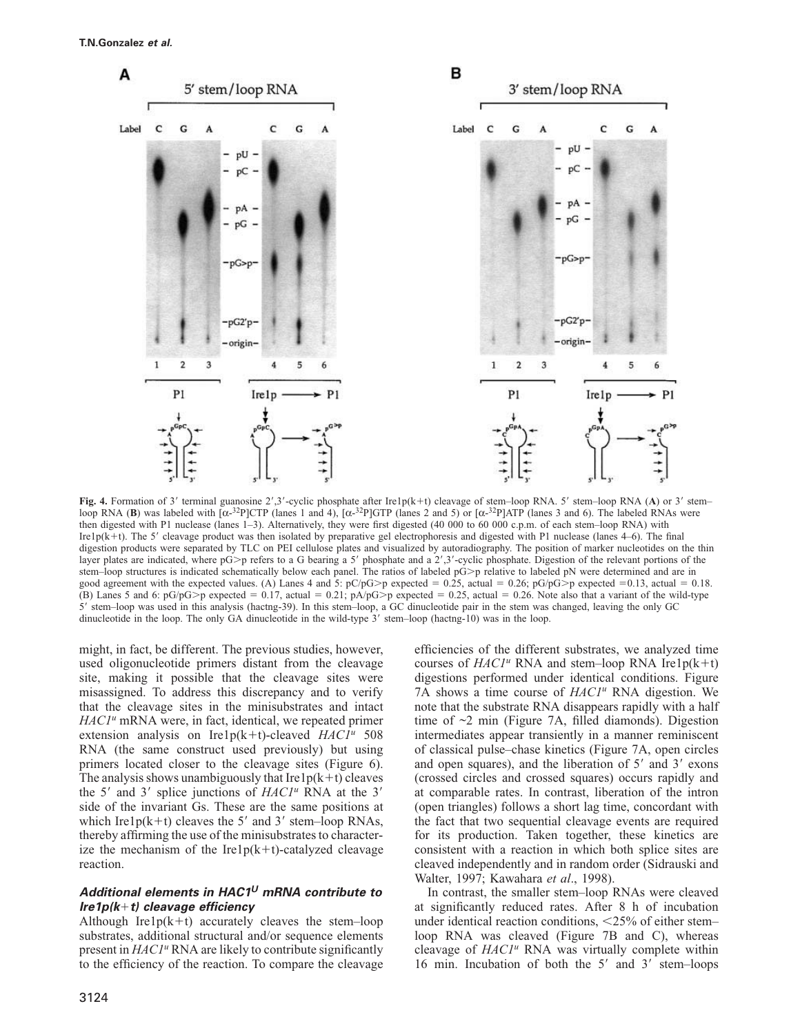**Fig. 4.** Formation of 3′ terminal guanosine 2′,3′-cyclic phosphate after Ire1p(k+t) cleavage of stem–loop RNA. 5′ stem–loop RNA (**A**) or 3′ stem–loop RNA (**B**) was labeled with [α-$^{32}$P]CTP (lanes 1 and 4), [α-$^{32}$P]GTP (lanes 2 and 5) or [α-$^{32}$P]ATP (lanes 3 and 6). The labeled RNAs were then digested with P1 nuclease (lanes 1–3). Alternatively, they were first digested (40 000 to 60 000 c.p.m. of each stem–loop RNA) with Ire1p(k+t). The 5′ cleavage product was then isolated by preparative gel electrophoresis and digested with P1 nuclease (lanes 4–6). The final digestion products were separated by TLC on PEI cellulose plates and visualized by autoradiography. The position of marker nucleotides on the thin layer plates are indicated, where pG>p refers to a G bearing a 5′ phosphate and a 2′,3′-cyclic phosphate. Digestion of the relevant portions of the stem–loop structures is indicated schematically below each panel. The ratios of labeled pG>p relative to labeled pN were determined and are in good agreement with the expected values. (A) Lanes 4 and 5: pC/pG>p expected = 0.25, actual = 0.26; pG/pG>p expected =0.13, actual = 0.18. (B) Lanes 5 and 6: pG/pG>p expected = 0.17, actual = 0.21; pA/pG>p expected = 0.25, actual = 0.26. Note also that a variant of the wild-type 5′ stem–loop was used in this analysis (hactng-39). In this stem–loop, a GC dinucleotide pair in the stem was changed, leaving the only GC dinucleotide in the loop. The only GA dinucleotide in the wild-type 3′ stem–loop (hactng-10) was in the loop.

might, in fact, be different. The previous studies, however, used oligonucleotide primers distant from the cleavage site, making it possible that the cleavage sites were misassigned. To address this discrepancy and to verify that the cleavage sites in the minisubstrates and intact *HAC1$^u$* mRNA were, in fact, identical, we repeated primer extension analysis on Ire1p(k+t)-cleaved *HAC1$^u$* 508 RNA (the same construct used previously) but using primers located closer to the cleavage sites (Figure 6). The analysis shows unambiguously that Ire1p(k+t) cleaves the 5′ and 3′ splice junctions of *HAC1$^u$* RNA at the 3′ side of the invariant Gs. These are the same positions at which Ire1p(k+t) cleaves the 5′ and 3′ stem–loop RNAs, thereby affirming the use of the minisubstrates to characterize the mechanism of the Ire1p(k+t)-catalyzed cleavage reaction.

### *Additional elements in HAC1$^U$ mRNA contribute to Ire1p(k+t) cleavage efficiency*

Although Ire1p(k+t) accurately cleaves the stem–loop substrates, additional structural and/or sequence elements present in *HAC1$^u$* RNA are likely to contribute significantly to the efficiency of the reaction. To compare the cleavage efficiencies of the different substrates, we analyzed time courses of *HAC1$^u$* RNA and stem–loop RNA Ire1p(k+t) digestions performed under identical conditions. Figure 7A shows a time course of *HAC1$^u$* RNA digestion. We note that the substrate RNA disappears rapidly with a half time of ~2 min (Figure 7A, filled diamonds). Digestion intermediates appear transiently in a manner reminiscent of classical pulse–chase kinetics (Figure 7A, open circles and open squares), and the liberation of 5′ and 3′ exons (crossed circles and crossed squares) occurs rapidly and at comparable rates. In contrast, liberation of the intron (open triangles) follows a short lag time, concordant with the fact that two sequential cleavage events are required for its production. Taken together, these kinetics are consistent with a reaction in which both splice sites are cleaved independently and in random order (Sidrauski and Walter, 1997; Kawahara *et al*., 1998).

In contrast, the smaller stem–loop RNAs were cleaved at significantly reduced rates. After 8 h of incubation under identical reaction conditions, <25% of either stem–loop RNA was cleaved (Figure 7B and C), whereas cleavage of *HAC1$^u$* RNA was virtually complete within 16 min. Incubation of both the 5′ and 3′ stem–loops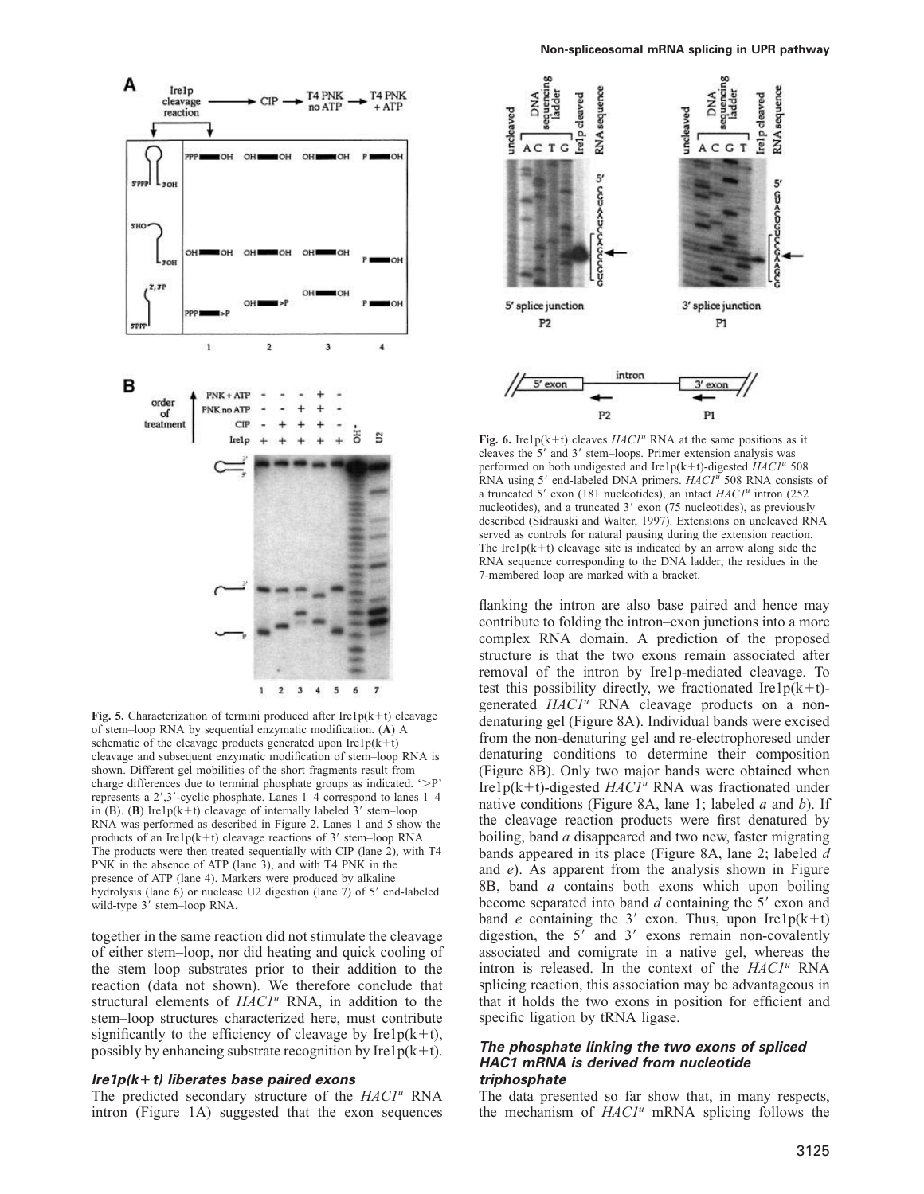**Fig. 5.** Characterization of termini produced after Ire1p(k+t) cleavage of stem–loop RNA by sequential enzymatic modification. (**A**) A schematic of the cleavage products generated upon Ire1p(k+t) cleavage and subsequent enzymatic modification of stem–loop RNA is shown. Different gel mobilities of the short fragments result from charge differences due to terminal phosphate groups as indicated. '>P' represents a 2′,3′-cyclic phosphate. Lanes 1–4 correspond to lanes 1–4 in (B). (**B**) Ire1p(k+t) cleavage of internally labeled 3′ stem–loop RNA was performed as described in Figure 2. Lanes 1 and 5 show the products of an Ire1p(k+t) cleavage reactions of 3′ stem–loop RNA. The products were then treated sequentially with CIP (lane 2), with T4 PNK in the absence of ATP (lane 3), and with T4 PNK in the presence of ATP (lane 4). Markers were produced by alkaline hydrolysis (lane 6) or nuclease U2 digestion (lane 7) of 5′ end-labeled wild-type 3′ stem–loop RNA.

**Fig. 6.** Ire1p(k+t) cleaves *HAC1^u^* RNA at the same positions as it cleaves the 5′ and 3′ stem–loops. Primer extension analysis was performed on both undigested and Ire1p(k+t)-digested *HAC1^u^* 508 RNA using 5′ end-labeled DNA primers. *HAC1^u^* 508 RNA consists of a truncated 5′ exon (181 nucleotides), an intact *HAC1^u^* intron (252 nucleotides), and a truncated 3′ exon (75 nucleotides), as previously described (Sidrauski and Walter, 1997). Extensions on uncleaved RNA served as controls for natural pausing during the extension reaction. The Ire1p(k+t) cleavage site is indicated by an arrow along side the RNA sequence corresponding to the DNA ladder; the residues in the 7-membered loop are marked with a bracket.

together in the same reaction did not stimulate the cleavage of either stem–loop, nor did heating and quick cooling of the stem–loop substrates prior to their addition to the reaction (data not shown). We therefore conclude that structural elements of *HAC1^u^* RNA, in addition to the stem–loop structures characterized here, must contribute significantly to the efficiency of cleavage by Ire1p(k+t), possibly by enhancing substrate recognition by Ire1p(k+t).

### *Ire1p(k+t) liberates base paired exons*

The predicted secondary structure of the *HAC1^u^* RNA intron (Figure 1A) suggested that the exon sequences flanking the intron are also base paired and hence may contribute to folding the intron–exon junctions into a more complex RNA domain. A prediction of the proposed structure is that the two exons remain associated after removal of the intron by Ire1p-mediated cleavage. To test this possibility directly, we fractionated Ire1p(k+t)-generated *HAC1^u^* RNA cleavage products on a non-denaturing gel (Figure 8A). Individual bands were excised from the non-denaturing gel and re-electrophoresed under denaturing conditions to determine their composition (Figure 8B). Only two major bands were obtained when Ire1p(k+t)-digested *HAC1^u^* RNA was fractionated under native conditions (Figure 8A, lane 1; labeled *a* and *b*). If the cleavage reaction products were first denatured by boiling, band *a* disappeared and two new, faster migrating bands appeared in its place (Figure 8A, lane 2; labeled *d* and *e*). As apparent from the analysis shown in Figure 8B, band *a* contains both exons which upon boiling become separated into band *d* containing the 5′ exon and band *e* containing the 3′ exon. Thus, upon Ire1p(k+t) digestion, the 5′ and 3′ exons remain non-covalently associated and comigrate in a native gel, whereas the intron is released. In the context of the *HAC1^u^* RNA splicing reaction, this association may be advantageous in that it holds the two exons in position for efficient and specific ligation by tRNA ligase.

### *The phosphate linking the two exons of spliced HAC1 mRNA is derived from nucleotide triphosphate*

The data presented so far show that, in many respects, the mechanism of *HAC1^u^* mRNA splicing follows the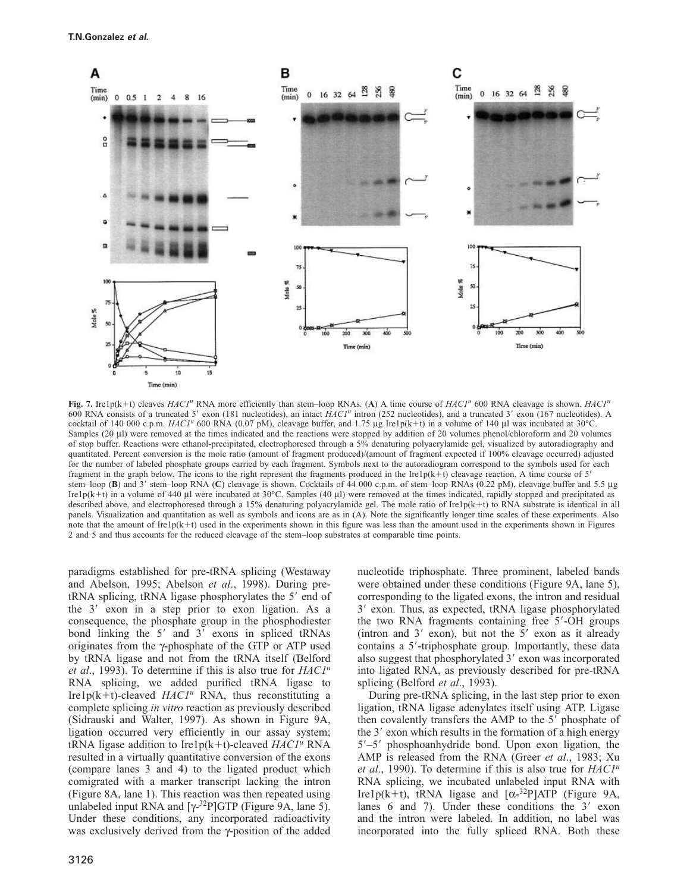**Fig. 7.** Ire1p(k+t) cleaves *HAC1[u]* RNA more efficiently than stem–loop RNAs. (**A**) A time course of *HAC1[u]* 600 RNA cleavage is shown. *HAC1[u]* 600 RNA consists of a truncated 5′ exon (181 nucleotides), an intact *HAC1[u]* intron (252 nucleotides), and a truncated 3′ exon (167 nucleotides). A cocktail of 140 000 c.p.m. *HAC1[u]* 600 RNA (0.07 pM), cleavage buffer, and 1.75 μg Ire1p(k+t) in a volume of 140 μl was incubated at 30°C. Samples (20 μl) were removed at the times indicated and the reactions were stopped by addition of 20 volumes phenol/chloroform and 20 volumes of stop buffer. Reactions were ethanol-precipitated, electrophoresed through a 5% denaturing polyacrylamide gel, visualized by autoradiography and quantitated. Percent conversion is the mole ratio (amount of fragment produced)/(amount of fragment expected if 100% cleavage occurred) adjusted for the number of labeled phosphate groups carried by each fragment. Symbols next to the autoradiogram correspond to the symbols used for each fragment in the graph below. The icons to the right represent the fragments produced in the Ire1p(k+t) cleavage reaction. A time course of 5′ stem–loop (**B**) and 3′ stem–loop RNA (**C**) cleavage is shown. Cocktails of 44 000 c.p.m. of stem–loop RNAs (0.22 pM), cleavage buffer and 5.5 μg Ire1p(k+t) in a volume of 440 μl were incubated at 30°C. Samples (40 μl) were removed at the times indicated, rapidly stopped and precipitated as described above, and electrophoresed through a 15% denaturing polyacrylamide gel. The mole ratio of Ire1p(k+t) to RNA substrate is identical in all panels. Visualization and quantitation as well as symbols and icons are as in (A). Note the significantly longer time scales of these experiments. Also note that the amount of Ire1p(k+t) used in the experiments shown in this figure was less than the amount used in the experiments shown in Figures 2 and 5 and thus accounts for the reduced cleavage of the stem–loop substrates at comparable time points.

paradigms established for pre-tRNA splicing (Westaway and Abelson, 1995; Abelson *et al*., 1998). During pre-tRNA splicing, tRNA ligase phosphorylates the 5′ end of the 3′ exon in a step prior to exon ligation. As a consequence, the phosphate group in the phosphodiester bond linking the 5′ and 3′ exons in spliced tRNAs originates from the γ-phosphate of the GTP or ATP used by tRNA ligase and not from the tRNA itself (Belford *et al*., 1993). To determine if this is also true for *HAC1[u]* RNA splicing, we added purified tRNA ligase to Ire1p(k+t)-cleaved *HAC1[u]* RNA, thus reconstituting a complete splicing *in vitro* reaction as previously described (Sidrauski and Walter, 1997). As shown in Figure 9A, ligation occurred very efficiently in our assay system; tRNA ligase addition to Ire1p(k+t)-cleaved *HAC1[u]* RNA resulted in a virtually quantitative conversion of the exons (compare lanes 3 and 4) to the ligated product which comigrated with a marker transcript lacking the intron (Figure 8A, lane 1). This reaction was then repeated using unlabeled input RNA and [γ-$^{32}$P]GTP (Figure 9A, lane 5). Under these conditions, any incorporated radioactivity was exclusively derived from the γ-position of the added nucleotide triphosphate. Three prominent, labeled bands were obtained under these conditions (Figure 9A, lane 5), corresponding to the ligated exons, the intron and residual 3′ exon. Thus, as expected, tRNA ligase phosphorylated the two RNA fragments containing free 5′-OH groups (intron and 3′ exon), but not the 5′ exon as it already contains a 5′-triphosphate group. Importantly, these data also suggest that phosphorylated 3′ exon was incorporated into ligated RNA, as previously described for pre-tRNA splicing (Belford *et al*., 1993).

During pre-tRNA splicing, in the last step prior to exon ligation, tRNA ligase adenylates itself using ATP. Ligase then covalently transfers the AMP to the 5′ phosphate of the 3′ exon which results in the formation of a high energy 5′–5′ phosphoanhydride bond. Upon exon ligation, the AMP is released from the RNA (Greer *et al*., 1983; Xu *et al*., 1990). To determine if this is also true for *HAC1[u]* RNA splicing, we incubated unlabeled input RNA with Ire1p(k+t), tRNA ligase and [α-$^{32}$P]ATP (Figure 9A, lanes 6 and 7). Under these conditions the 3′ exon and the intron were labeled. In addition, no label was incorporated into the fully spliced RNA. Both these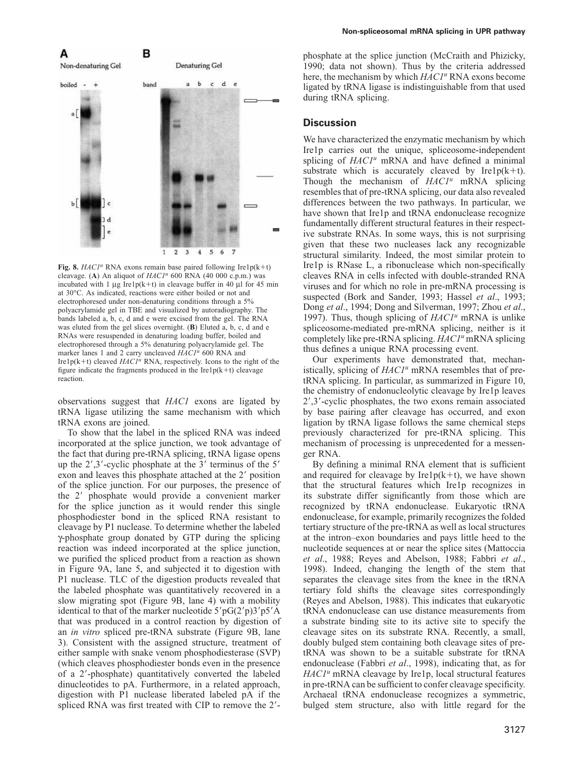**Fig. 8.** $HAC1^u$ RNA exons remain base paired following Ire1p(k+t) cleavage. (**A**) An aliquot of $HAC1^u$ 600 RNA (40 000 c.p.m.) was incubated with 1 µg Ire1p(k+t) in cleavage buffer in 40 µl for 45 min at 30°C. As indicated, reactions were either boiled or not and electrophoresed under non-denaturing conditions through a 5% polyacrylamide gel in TBE and visualized by autoradiography. The bands labeled a, b, c, d and e were excised from the gel. The RNA was eluted from the gel slices overnight. (**B**) Eluted a, b, c, d and e RNAs were resuspended in denaturing loading buffer, boiled and electrophoresed through a 5% denaturing polyacrylamide gel. The marker lanes 1 and 2 carry uncleaved $HAC1^u$ 600 RNA and Ire1p(k+t) cleaved $HAC1^u$ RNA, respectively. Icons to the right of the figure indicate the fragments produced in the Ire1p(k+t) cleavage reaction.

observations suggest that *HAC1* exons are ligated by tRNA ligase utilizing the same mechanism with which tRNA exons are joined.

To show that the label in the spliced RNA was indeed incorporated at the splice junction, we took advantage of the fact that during pre-tRNA splicing, tRNA ligase opens up the 2′,3′-cyclic phosphate at the 3′ terminus of the 5′ exon and leaves this phosphate attached at the 2′ position of the splice junction. For our purposes, the presence of the 2′ phosphate would provide a convenient marker for the splice junction as it would render this single phosphodiester bond in the spliced RNA resistant to cleavage by P1 nuclease. To determine whether the labeled γ-phosphate group donated by GTP during the splicing reaction was indeed incorporated at the splice junction, we purified the spliced product from a reaction as shown in Figure 9A, lane 5, and subjected it to digestion with P1 nuclease. TLC of the digestion products revealed that the labeled phosphate was quantitatively recovered in a slow migrating spot (Figure 9B, lane 4) with a mobility identical to that of the marker nucleotide 5′pG(2′p)3′p5′A that was produced in a control reaction by digestion of an *in vitro* spliced pre-tRNA substrate (Figure 9B, lane 3). Consistent with the assigned structure, treatment of either sample with snake venom phosphodiesterase (SVP) (which cleaves phosphodiester bonds even in the presence of a 2′-phosphate) quantitatively converted the labeled dinucleotides to pA. Furthermore, in a related approach, digestion with P1 nuclease liberated labeled pA if the spliced RNA was first treated with CIP to remove the 2′-phosphate at the splice junction (McCraith and Phizicky, 1990; data not shown). Thus by the criteria addressed here, the mechanism by which $HAC1^u$ RNA exons become ligated by tRNA ligase is indistinguishable from that used during tRNA splicing.

## Discussion

We have characterized the enzymatic mechanism by which Ire1p carries out the unique, spliceosome-independent splicing of $HAC1^u$ mRNA and have defined a minimal substrate which is accurately cleaved by Ire1p(k+t). Though the mechanism of $HAC1^u$ mRNA splicing resembles that of pre-tRNA splicing, our data also revealed differences between the two pathways. In particular, we have shown that Ire1p and tRNA endonuclease recognize fundamentally different structural features in their respective substrate RNAs. In some ways, this is not surprising given that these two nucleases lack any recognizable structural similarity. Indeed, the most similar protein to Ire1p is RNase L, a ribonuclease which non-specifically cleaves RNA in cells infected with double-stranded RNA viruses and for which no role in pre-mRNA processing is suspected (Bork and Sander, 1993; Hassel *et al*., 1993; Dong *et al*., 1994; Dong and Silverman, 1997; Zhou *et al*., 1997). Thus, though splicing of $HAC1^u$ mRNA is unlike spliceosome-mediated pre-mRNA splicing, neither is it completely like pre-tRNA splicing. $HAC1^u$ mRNA splicing thus defines a unique RNA processing event.

Our experiments have demonstrated that, mechanistically, splicing of $HAC1^u$ mRNA resembles that of pre-tRNA splicing. In particular, as summarized in Figure 10, the chemistry of endonucleolytic cleavage by Ire1p leaves 2′,3′-cyclic phosphates, the two exons remain associated by base pairing after cleavage has occurred, and exon ligation by tRNA ligase follows the same chemical steps previously characterized for pre-tRNA splicing. This mechanism of processing is unprecedented for a messenger RNA.

By defining a minimal RNA element that is sufficient and required for cleavage by Ire1p(k+t), we have shown that the structural features which Ire1p recognizes in its substrate differ significantly from those which are recognized by tRNA endonuclease. Eukaryotic tRNA endonuclease, for example, primarily recognizes the folded tertiary structure of the pre-tRNA as well as local structures at the intron–exon boundaries and pays little heed to the nucleotide sequences at or near the splice sites (Mattoccia *et al*., 1988; Reyes and Abelson, 1988; Fabbri *et al*., 1998). Indeed, changing the length of the stem that separates the cleavage sites from the knee in the tRNA tertiary fold shifts the cleavage sites correspondingly (Reyes and Abelson, 1988). This indicates that eukaryotic tRNA endonuclease can use distance measurements from a substrate binding site to its active site to specify the cleavage sites on its substrate RNA. Recently, a small, doubly bulged stem containing both cleavage sites of pre-tRNA was shown to be a suitable substrate for tRNA endonuclease (Fabbri *et al*., 1998), indicating that, as for $HAC1^u$ mRNA cleavage by Ire1p, local structural features in pre-tRNA can be sufficient to confer cleavage specificity. Archaeal tRNA endonuclease recognizes a symmetric, bulged stem structure, also with little regard for the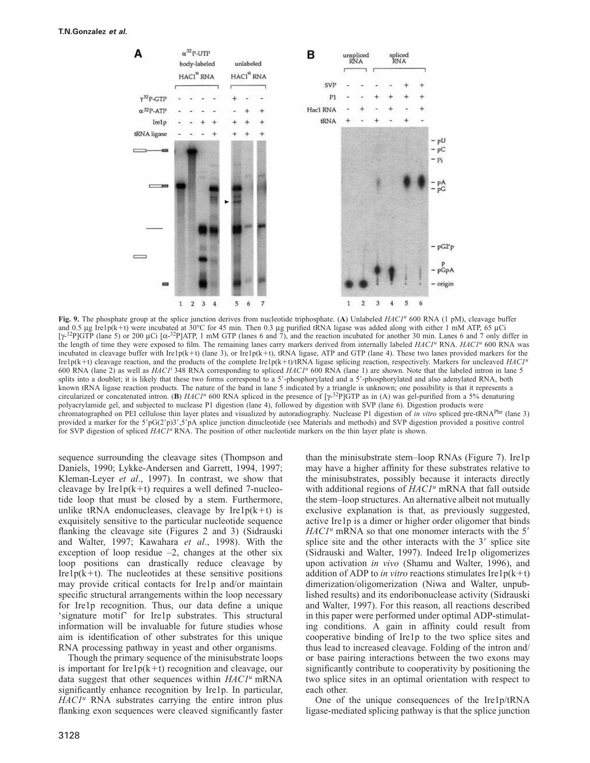**Fig. 9.** The phosphate group at the splice junction derives from nucleotide triphosphate. (**A**) Unlabeled *HAC1[u]* 600 RNA (1 pM), cleavage buffer and 0.5 μg Ire1p(k+t) were incubated at 30°C for 45 min. Then 0.3 μg purified tRNA ligase was added along with either 1 mM ATP, 65 μCi [γ-$^{32}$P]GTP (lane 5) or 200 μCi [α-$^{32}$P]ATP, 1 mM GTP (lanes 6 and 7), and the reaction incubated for another 30 min. Lanes 6 and 7 only differ in the length of time they were exposed to film. The remaining lanes carry markers derived from internally labeled *HAC1[u]* RNA. *HAC1[u]* 600 RNA was incubated in cleavage buffer with Ire1p(k+t) (lane 3), or Ire1p(k+t), tRNA ligase, ATP and GTP (lane 4). These two lanes provided markers for the Ire1p(k+t) cleavage reaction, and the products of the complete Ire1p(k+t)/tRNA ligase splicing reaction, respectively. Markers for uncleaved *HAC1[u]* 600 RNA (lane 2) as well as *HAC1[i]* 348 RNA corresponding to spliced *HAC1[u]* 600 RNA (lane 1) are shown. Note that the labeled intron in lane 5 splits into a doublet; it is likely that these two forms correspond to a 5′-phosphorylated and a 5′-phosphorylated and also adenylated RNA, both known tRNA ligase reaction products. The nature of the band in lane 5 indicated by a triangle is unknown; one possibility is that it represents a circularized or concatenated intron. (**B**) *HAC1[u]* 600 RNA spliced in the presence of [γ-$^{32}$P]GTP as in (A) was gel-purified from a 5% denaturing polyacrylamide gel, and subjected to nuclease P1 digestion (lane 4), followed by digestion with SVP (lane 6). Digestion products were chromatographed on PEI cellulose thin layer plates and visualized by autoradiography. Nuclease P1 digestion of *in vitro* spliced pre-tRNA[Phe] (lane 3) provided a marker for the 5′pG(2′p)3′,5′pA splice junction dinucleotide (see Materials and methods) and SVP digestion provided a positive control for SVP digestion of spliced *HAC1[u]* RNA. The position of other nucleotide markers on the thin layer plate is shown.

sequence surrounding the cleavage sites (Thompson and Daniels, 1990; Lykke-Andersen and Garrett, 1994, 1997; Kleman-Leyer *et al*., 1997). In contrast, we show that cleavage by Ire1p(k+t) requires a well defined 7-nucleotide loop that must be closed by a stem. Furthermore, unlike tRNA endonucleases, cleavage by Ire1p(k+t) is exquisitely sensitive to the particular nucleotide sequence flanking the cleavage site (Figures 2 and 3) (Sidrauski and Walter, 1997; Kawahara *et al*., 1998). With the exception of loop residue –2, changes at the other six loop positions can drastically reduce cleavage by Ire1p(k+t). The nucleotides at these sensitive positions may provide critical contacts for Ire1p and/or maintain specific structural arrangements within the loop necessary for Ire1p recognition. Thus, our data define a unique 'signature motif' for Ire1p substrates. This structural information will be invaluable for future studies whose aim is identification of other substrates for this unique RNA processing pathway in yeast and other organisms.

Though the primary sequence of the minisubstrate loops is important for Ire1p(k+t) recognition and cleavage, our data suggest that other sequences within *HAC1[u]* mRNA significantly enhance recognition by Ire1p. In particular, *HAC1[u]* RNA substrates carrying the entire intron plus flanking exon sequences were cleaved significantly faster than the minisubstrate stem–loop RNAs (Figure 7). Ire1p may have a higher affinity for these substrates relative to the minisubstrates, possibly because it interacts directly with additional regions of *HAC1[u]* mRNA that fall outside the stem–loop structures. An alternative albeit not mutually exclusive explanation is that, as previously suggested, active Ire1p is a dimer or higher order oligomer that binds *HAC1[u]* mRNA so that one monomer interacts with the 5′ splice site and the other interacts with the 3′ splice site (Sidrauski and Walter, 1997). Indeed Ire1p oligomerizes upon activation *in vivo* (Shamu and Walter, 1996), and addition of ADP to *in vitro* reactions stimulates Ire1p(k+t) dimerization/oligomerization (Niwa and Walter, unpublished results) and its endoribonuclease activity (Sidrauski and Walter, 1997). For this reason, all reactions described in this paper were performed under optimal ADP-stimulating conditions. A gain in affinity could result from cooperative binding of Ire1p to the two splice sites and thus lead to increased cleavage. Folding of the intron and/or base pairing interactions between the two exons may significantly contribute to cooperativity by positioning the two splice sites in an optimal orientation with respect to each other.

One of the unique consequences of the Ire1p/tRNA ligase-mediated splicing pathway is that the splice junction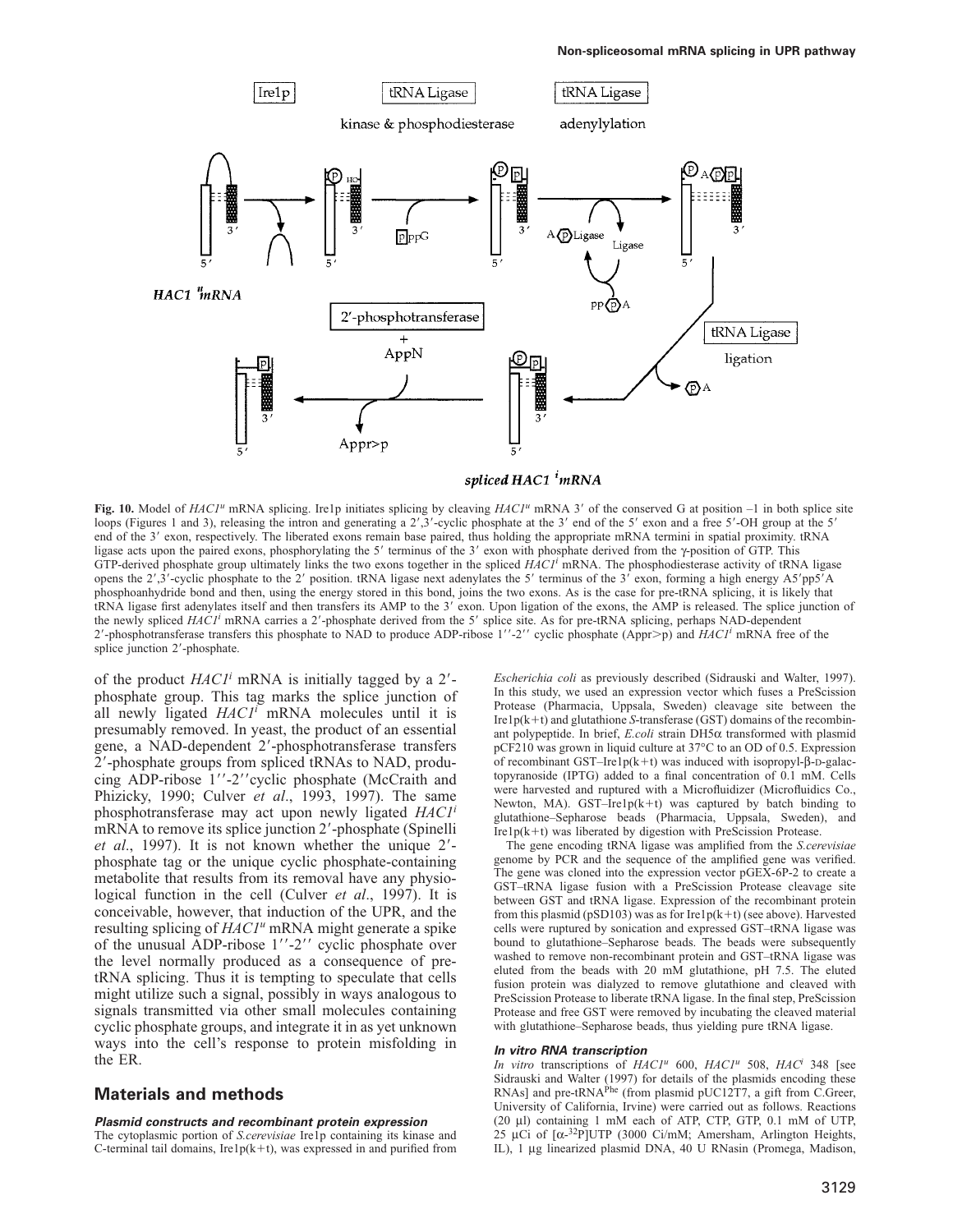**Fig. 10.** Model of *HAC1*$^{u}$ mRNA splicing. Ire1p initiates splicing by cleaving *HAC1*$^{u}$ mRNA 3′ of the conserved G at position –1 in both splice site loops (Figures 1 and 3), releasing the intron and generating a 2′,3′-cyclic phosphate at the 3′ end of the 5′ exon and a free 5′-OH group at the 5′ end of the 3′ exon, respectively. The liberated exons remain base paired, thus holding the appropriate mRNA termini in spatial proximity. tRNA ligase acts upon the paired exons, phosphorylating the 5′ terminus of the 3′ exon with phosphate derived from the γ-position of GTP. This GTP-derived phosphate group ultimately links the two exons together in the spliced *HAC1*$^{i}$ mRNA. The phosphodiesterase activity of tRNA ligase opens the 2′,3′-cyclic phosphate to the 2′ position. tRNA ligase next adenylates the 5′ terminus of the 3′ exon, forming a high energy A5′pp5′A phosphoanhydride bond and then, using the energy stored in this bond, joins the two exons. As is the case for pre-tRNA splicing, it is likely that tRNA ligase first adenylates itself and then transfers its AMP to the 3′ exon. Upon ligation of the exons, the AMP is released. The splice junction of the newly spliced *HAC1*$^{i}$ mRNA carries a 2′-phosphate derived from the 5′ splice site. As for pre-tRNA splicing, perhaps NAD-dependent 2′-phosphotransferase transfers this phosphate to NAD to produce ADP-ribose 1′′-2′′ cyclic phosphate (Appr>p) and *HAC1*$^{i}$ mRNA free of the splice junction 2′-phosphate.

of the product *HAC1*$^{i}$ mRNA is initially tagged by a 2′-phosphate group. This tag marks the splice junction of all newly ligated *HAC1*$^{i}$ mRNA molecules until it is presumably removed. In yeast, the product of an essential gene, a NAD-dependent 2′-phosphotransferase transfers 2′-phosphate groups from spliced tRNAs to NAD, producing ADP-ribose 1′′-2′′cyclic phosphate (McCraith and Phizicky, 1990; Culver *et al*., 1993, 1997). The same phosphotransferase may act upon newly ligated *HAC1*$^{i}$ mRNA to remove its splice junction 2′-phosphate (Spinelli *et al*., 1997). It is not known whether the unique 2′-phosphate tag or the unique cyclic phosphate-containing metabolite that results from its removal have any physiological function in the cell (Culver *et al*., 1997). It is conceivable, however, that induction of the UPR, and the resulting splicing of *HAC1*$^{u}$ mRNA might generate a spike of the unusual ADP-ribose 1′′-2′′ cyclic phosphate over the level normally produced as a consequence of pre-tRNA splicing. Thus it is tempting to speculate that cells might utilize such a signal, possibly in ways analogous to signals transmitted via other small molecules containing cyclic phosphate groups, and integrate it in as yet unknown ways into the cell's response to protein misfolding in the ER.

## Materials and methods

### *Plasmid constructs and recombinant protein expression*

The cytoplasmic portion of *S.cerevisiae* Ire1p containing its kinase and C-terminal tail domains, Ire1p(k+t), was expressed in and purified from *Escherichia coli* as previously described (Sidrauski and Walter, 1997). In this study, we used an expression vector which fuses a PreScission Protease (Pharmacia, Uppsala, Sweden) cleavage site between the Ire1p(k+t) and glutathione *S*-transferase (GST) domains of the recombinant polypeptide. In brief, *E.coli* strain DH5α transformed with plasmid pCF210 was grown in liquid culture at 37°C to an OD of 0.5. Expression of recombinant GST–Ire1p(k+t) was induced with isopropyl-β-D-galactopyranoside (IPTG) added to a final concentration of 0.1 mM. Cells were harvested and ruptured with a Microfluidizer (Microfluidics Co., Newton, MA). GST–Ire1p(k+t) was captured by batch binding to glutathione–Sepharose beads (Pharmacia, Uppsala, Sweden), and Ire1p(k+t) was liberated by digestion with PreScission Protease.

The gene encoding tRNA ligase was amplified from the *S.cerevisiae* genome by PCR and the sequence of the amplified gene was verified. The gene was cloned into the expression vector pGEX-6P-2 to create a GST–tRNA ligase fusion with a PreScission Protease cleavage site between GST and tRNA ligase. Expression of the recombinant protein from this plasmid (pSD103) was as for Ire1p(k+t) (see above). Harvested cells were ruptured by sonication and expressed GST–tRNA ligase was bound to glutathione–Sepharose beads. The beads were subsequently washed to remove non-recombinant protein and GST–tRNA ligase was eluted from the beads with 20 mM glutathione, pH 7.5. The eluted fusion protein was dialyzed to remove glutathione and cleaved with PreScission Protease to liberate tRNA ligase. In the final step, PreScission Protease and free GST were removed by incubating the cleaved material with glutathione–Sepharose beads, thus yielding pure tRNA ligase.

### *In vitro RNA transcription*

*In vitro* transcriptions of *HAC1*$^{u}$ 600, *HAC1*$^{u}$ 508, *HAC*$^{i}$ 348 [see Sidrauski and Walter (1997) for details of the plasmids encoding these RNAs] and pre-tRNA$^{Phe}$ (from plasmid pUC12T7, a gift from C.Greer, University of California, Irvine) were carried out as follows. Reactions (20 μl) containing 1 mM each of ATP, CTP, GTP, 0.1 mM of UTP, 25 μCi of [α-$^{32}$P]UTP (3000 Ci/mM; Amersham, Arlington Heights, IL), 1 μg linearized plasmid DNA, 40 U RNasin (Promega, Madison,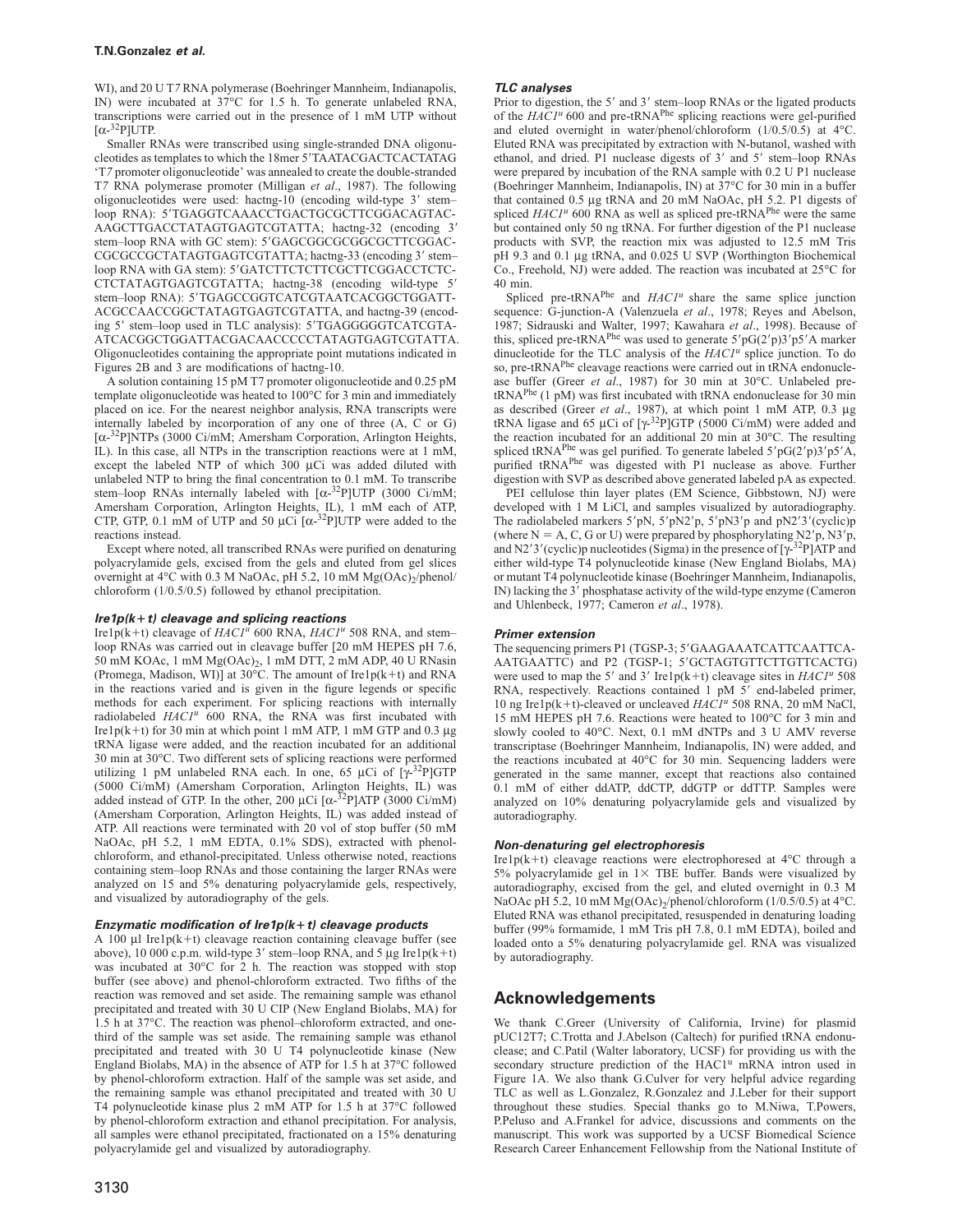WI), and 20 U T7 RNA polymerase (Boehringer Mannheim, Indianapolis, IN) were incubated at 37°C for 1.5 h. To generate unlabeled RNA, transcriptions were carried out in the presence of 1 mM UTP without [$\alpha$-$^{32}$P]UTP.

Smaller RNAs were transcribed using single-stranded DNA oligonucleotides as templates to which the 18mer 5′TAATACGACTCACTATAG 'T7 promoter oligonucleotide' was annealed to create the double-stranded T7 RNA polymerase promoter (Milligan *et al*., 1987). The following oligonucleotides were used: hactng-10 (encoding wild-type 3′ stem–loop RNA): 5′TGAGGTCAAACCTGACTGCGCTTCGGACAGTACAAGCTTGACCTATAGTGAGTCGTATTA; hactng-32 (encoding 3′ stem–loop RNA with GC stem): 5′GAGCGGCGCGGCGCTTCGGACCGCGCCGCTATAGTGAGTCGTATTA; hactng-33 (encoding 3′ stem–loop RNA with GA stem): 5′GATCTTCTCTTCGCTTCGGACCTCTCCTCTATAGTGAGTCGTATTA; hactng-38 (encoding wild-type 5′ stem–loop RNA): 5′TGAGCCGGTCATCGTAATCACGGCTGGATTACGCCAACCGGCTATAGTGAGTCGTATTA, and hactng-39 (encoding 5′ stem–loop used in TLC analysis): 5′TGAGGGGGTCATCGTAATCACGGCTGGATTACGACAACCCCCTATAGTGAGTCGTATTA. Oligonucleotides containing the appropriate point mutations indicated in Figures 2B and 3 are modifications of hactng-10.

A solution containing 15 pM T7 promoter oligonucleotide and 0.25 pM template oligonucleotide was heated to 100°C for 3 min and immediately placed on ice. For the nearest neighbor analysis, RNA transcripts were internally labeled by incorporation of any one of three (A, C or G) [$\alpha$-$^{32}$P]NTPs (3000 Ci/mM; Amersham Corporation, Arlington Heights, IL). In this case, all NTPs in the transcription reactions were at 1 mM, except the labeled NTP of which 300 µCi was added diluted with unlabeled NTP to bring the final concentration to 0.1 mM. To transcribe stem–loop RNAs internally labeled with [$\alpha$-$^{32}$P]UTP (3000 Ci/mM; Amersham Corporation, Arlington Heights, IL), 1 mM each of ATP, CTP, GTP, 0.1 mM of UTP and 50 µCi [$\alpha$-$^{32}$P]UTP were added to the reactions instead.

Except where noted, all transcribed RNAs were purified on denaturing polyacrylamide gels, excised from the gels and eluted from gel slices overnight at 4°C with 0.3 M NaOAc, pH 5.2, 10 mM $Mg(OAc)_2$/phenol/chloroform (1/0.5/0.5) followed by ethanol precipitation.

#### Ire1p(k+t) cleavage and splicing reactions

Ire1p(k+t) cleavage of *HAC1$^u$* 600 RNA, *HAC1$^u$* 508 RNA, and stem–loop RNAs was carried out in cleavage buffer [20 mM HEPES pH 7.6, 50 mM KOAc, 1 mM $Mg(OAc)_2$, 1 mM DTT, 2 mM ADP, 40 U RNasin (Promega, Madison, WI)] at 30°C. The amount of Ire1p(k+t) and RNA in the reactions varied and is given in the figure legends or specific methods for each experiment. For splicing reactions with internally radiolabeled *HAC1$^u$* 600 RNA, the RNA was first incubated with Ire1p(k+t) for 30 min at which point 1 mM ATP, 1 mM GTP and 0.3 µg tRNA ligase were added, and the reaction incubated for an additional 30 min at 30°C. Two different sets of splicing reactions were performed utilizing 1 pM unlabeled RNA each. In one, 65 µCi of [$\gamma$-$^{32}$P]GTP (5000 Ci/mM) (Amersham Corporation, Arlington Heights, IL) was added instead of GTP. In the other, 200 µCi [$\alpha$-$^{32}$P]ATP (3000 Ci/mM) (Amersham Corporation, Arlington Heights, IL) was added instead of ATP. All reactions were terminated with 20 vol of stop buffer (50 mM NaOAc, pH 5.2, 1 mM EDTA, 0.1% SDS), extracted with phenol-chloroform, and ethanol-precipitated. Unless otherwise noted, reactions containing stem–loop RNAs and those containing the larger RNAs were analyzed on 15 and 5% denaturing polyacrylamide gels, respectively, and visualized by autoradiography of the gels.

#### Enzymatic modification of Ire1p(k+t) cleavage products

A 100 µl Ire1p(k+t) cleavage reaction containing cleavage buffer (see above), 10 000 c.p.m. wild-type 3′ stem–loop RNA, and 5 µg Ire1p(k+t) was incubated at 30°C for 2 h. The reaction was stopped with stop buffer (see above) and phenol-chloroform extracted. Two fifths of the reaction was removed and set aside. The remaining sample was ethanol precipitated and treated with 30 U CIP (New England Biolabs, MA) for 1.5 h at 37°C. The reaction was phenol–chloroform extracted, and one-third of the sample was set aside. The remaining sample was ethanol precipitated and treated with 30 U T4 polynucleotide kinase (New England Biolabs, MA) in the absence of ATP for 1.5 h at 37°C followed by phenol-chloroform extraction. Half of the sample was set aside, and the remaining sample was ethanol precipitated and treated with 30 U T4 polynucleotide kinase plus 2 mM ATP for 1.5 h at 37°C followed by phenol-chloroform extraction and ethanol precipitation. For analysis, all samples were ethanol precipitated, fractionated on a 15% denaturing polyacrylamide gel and visualized by autoradiography.

#### TLC analyses

Prior to digestion, the 5′ and 3′ stem–loop RNAs or the ligated products of the *HAC1$^u$* 600 and pre-tRNA$^{Phe}$ splicing reactions were gel-purified and eluted overnight in water/phenol/chloroform (1/0.5/0.5) at 4°C. Eluted RNA was precipitated by extraction with N-butanol, washed with ethanol, and dried. P1 nuclease digests of 3′ and 5′ stem–loop RNAs were prepared by incubation of the RNA sample with 0.2 U P1 nuclease (Boehringer Mannheim, Indianapolis, IN) at 37°C for 30 min in a buffer that contained 0.5 µg tRNA and 20 mM NaOAc, pH 5.2. P1 digests of spliced *HAC1$^u$* 600 RNA as well as spliced pre-tRNA$^{Phe}$ were the same but contained only 50 ng tRNA. For further digestion of the P1 nuclease products with SVP, the reaction mix was adjusted to 12.5 mM Tris pH 9.3 and 0.1 µg tRNA, and 0.025 U SVP (Worthington Biochemical Co., Freehold, NJ) were added. The reaction was incubated at 25°C for 40 min.

Spliced pre-tRNA$^{Phe}$ and *HAC1$^u$* share the same splice junction sequence: G-junction-A (Valenzuela *et al*., 1978; Reyes and Abelson, 1987; Sidrauski and Walter, 1997; Kawahara *et al*., 1998). Because of this, spliced pre-tRNA$^{Phe}$ was used to generate 5′pG(2′p)3′p5′A marker dinucleotide for the TLC analysis of the *HAC1$^u$* splice junction. To do so, pre-tRNA$^{Phe}$ cleavage reactions were carried out in tRNA endonuclease buffer (Greer *et al*., 1987) for 30 min at 30°C. Unlabeled pre-tRNA$^{Phe}$ (1 pM) was first incubated with tRNA endonuclease for 30 min as described (Greer *et al*., 1987), at which point 1 mM ATP, 0.3 µg tRNA ligase and 65 µCi of [$\gamma$-$^{32}$P]GTP (5000 Ci/mM) were added and the reaction incubated for an additional 20 min at 30°C. The resulting spliced tRNA$^{Phe}$ was gel purified. To generate labeled 5′pG(2′p)3′p5′A, purified tRNA$^{Phe}$ was digested with P1 nuclease as above. Further digestion with SVP as described above generated labeled pA as expected.

PEI cellulose thin layer plates (EM Science, Gibbstown, NJ) were developed with 1 M LiCl, and samples visualized by autoradiography. The radiolabeled markers 5′pN, 5′pN2′p, 5′pN3′p and pN2′3′(cyclic)p (where N = A, C, G or U) were prepared by phosphorylating N2′p, N3′p, and N2′3′(cyclic)p nucleotides (Sigma) in the presence of [$\gamma$-$^{32}$P]ATP and either wild-type T4 polynucleotide kinase (New England Biolabs, MA) or mutant T4 polynucleotide kinase (Boehringer Mannheim, Indianapolis, IN) lacking the 3′ phosphatase activity of the wild-type enzyme (Cameron and Uhlenbeck, 1977; Cameron *et al*., 1978).

#### Primer extension

The sequencing primers P1 (TGSP-3; 5′GAAGAAATCATTCAATTCAAATGAATTC) and P2 (TGSP-1; 5′GCTAGTGTTCTTGTTCACTG) were used to map the 5′ and 3′ Ire1p(k+t) cleavage sites in *HAC1$^u$* 508 RNA, respectively. Reactions contained 1 pM 5′ end-labeled primer, 10 ng Ire1p(k+t)-cleaved or uncleaved *HAC1$^u$* 508 RNA, 20 mM NaCl, 15 mM HEPES pH 7.6. Reactions were heated to 100°C for 3 min and slowly cooled to 40°C. Next, 0.1 mM dNTPs and 3 U AMV reverse transcriptase (Boehringer Mannheim, Indianapolis, IN) were added, and the reactions incubated at 40°C for 30 min. Sequencing ladders were generated in the same manner, except that reactions also contained 0.1 mM of either ddATP, ddCTP, ddGTP or ddTTP. Samples were analyzed on 10% denaturing polyacrylamide gels and visualized by autoradiography.

#### Non-denaturing gel electrophoresis

Ire1p(k+t) cleavage reactions were electrophoresed at 4°C through a 5% polyacrylamide gel in 1× TBE buffer. Bands were visualized by autoradiography, excised from the gel, and eluted overnight in 0.3 M NaOAc pH 5.2, 10 mM $Mg(OAc)_2$/phenol/chloroform (1/0.5/0.5) at 4°C. Eluted RNA was ethanol precipitated, resuspended in denaturing loading buffer (99% formamide, 1 mM Tris pH 7.8, 0.1 mM EDTA), boiled and loaded onto a 5% denaturing polyacrylamide gel. RNA was visualized by autoradiography.

## Acknowledgements

We thank C.Greer (University of California, Irvine) for plasmid pUC12T7; C.Trotta and J.Abelson (Caltech) for purified tRNA endonuclease; and C.Patil (Walter laboratory, UCSF) for providing us with the secondary structure prediction of the HAC1$^u$ mRNA intron used in Figure 1A. We also thank G.Culver for very helpful advice regarding TLC as well as L.Gonzalez, R.Gonzalez and J.Leber for their support throughout these studies. Special thanks go to M.Niwa, T.Powers, P.Peluso and A.Frankel for advice, discussions and comments on the manuscript. This work was supported by a UCSF Biomedical Science Research Career Enhancement Fellowship from the National Institute of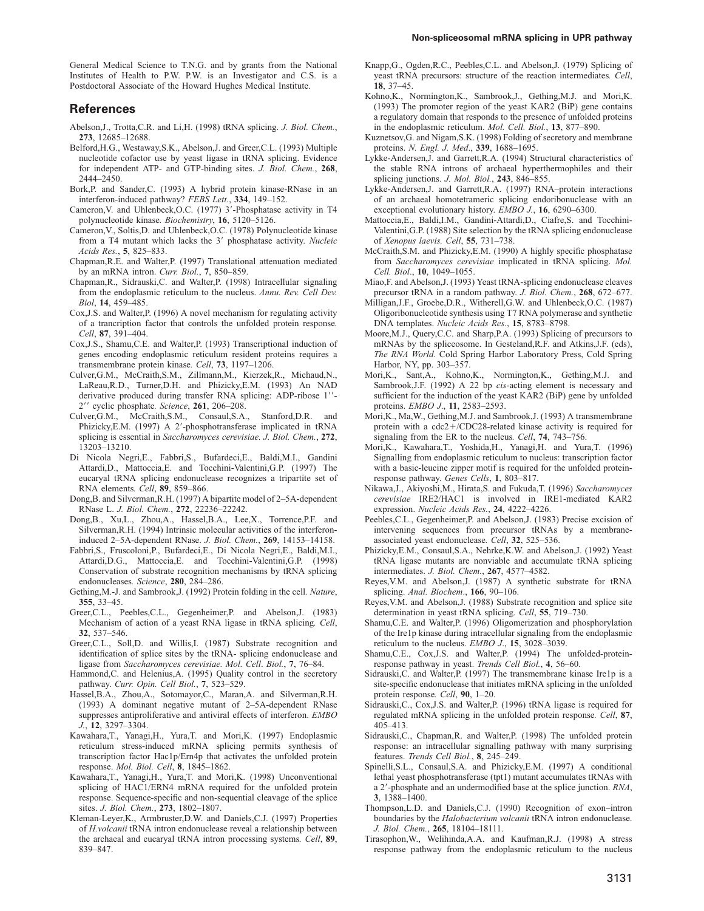General Medical Science to T.N.G. and by grants from the National Institutes of Health to P.W. P.W. is an Investigator and C.S. is a Postdoctoral Associate of the Howard Hughes Medical Institute.

## References

Abelson,J., Trotta,C.R. and Li,H. (1998) tRNA splicing. *J. Biol. Chem.*, **273**, 12685–12688.

Belford,H.G., Westaway,S.K., Abelson,J. and Greer,C.L. (1993) Multiple nucleotide cofactor use by yeast ligase in tRNA splicing. Evidence for independent ATP- and GTP-binding sites. *J. Biol. Chem.*, **268**, 2444–2450.

Bork,P. and Sander,C. (1993) A hybrid protein kinase-RNase in an interferon-induced pathway? *FEBS Lett.*, **334**, 149–152.

Cameron,V. and Uhlenbeck,O.C. (1977) 3′-Phosphatase activity in T4 polynucleotide kinase. *Biochemistry*, **16**, 5120–5126.

Cameron,V., Soltis,D. and Uhlenbeck,O.C. (1978) Polynucleotide kinase from a T4 mutant which lacks the 3′ phosphatase activity. *Nucleic Acids Res.*, **5**, 825–833.

Chapman,R.E. and Walter,P. (1997) Translational attenuation mediated by an mRNA intron. *Curr. Biol.*, **7**, 850–859.

Chapman,R., Sidrauski,C. and Walter,P. (1998) Intracellular signaling from the endoplasmic reticulum to the nucleus. *Annu. Rev. Cell Dev. Biol*, **14**, 459–485.

Cox,J.S. and Walter,P. (1996) A novel mechanism for regulating activity of a trancription factor that controls the unfolded protein response. *Cell*, **87**, 391–404.

Cox,J.S., Shamu,C.E. and Walter,P. (1993) Transcriptional induction of genes encoding endoplasmic reticulum resident proteins requires a transmembrane protein kinase. *Cell*, **73**, 1197–1206.

Culver,G.M., McCraith,S.M., Zillmann,M., Kierzek,R., Michaud,N., LaReau,R.D., Turner,D.H. and Phizicky,E.M. (1993) An NAD derivative produced during transfer RNA splicing: ADP-ribose 1″-2″ cyclic phosphate. *Science*, **261**, 206–208.

Culver,G.M., McCraith,S.M., Consaul,S.A., Stanford,D.R. and Phizicky,E.M. (1997) A 2′-phosphotransferase implicated in tRNA splicing is essential in *Saccharomyces cerevisiae*. *J. Biol. Chem.*, **272**, 13203–13210.

Di Nicola Negri,E., Fabbri,S., Bufardeci,E., Baldi,M.I., Gandini Attardi,D., Mattoccia,E. and Tocchini-Valentini,G.P. (1997) The eucaryal tRNA splicing endonuclease recognizes a tripartite set of RNA elements. *Cell*, **89**, 859–866.

Dong,B. and Silverman,R.H. (1997) A bipartite model of 2–5A-dependent RNase L. *J. Biol. Chem.*, **272**, 22236–22242.

Dong,B., Xu,L., Zhou,A., Hassel,B.A., Lee,X., Torrence,P.F. and Silverman,R.H. (1994) Intrinsic molecular activities of the interferon-induced 2–5A-dependent RNase. *J. Biol. Chem.*, **269**, 14153–14158.

Fabbri,S., Fruscoloni,P., Bufardeci,E., Di Nicola Negri,E., Baldi,M.I., Attardi,D.G., Mattoccia,E. and Tocchini-Valentini,G.P. (1998) Conservation of substrate recognition mechanisms by tRNA splicing endonucleases. *Science*, **280**, 284–286.

Gething,M.-J. and Sambrook,J. (1992) Protein folding in the cell. *Nature*, **355**, 33–45.

Greer,C.L., Peebles,C.L., Gegenheimer,P. and Abelson,J. (1983) Mechanism of action of a yeast RNA ligase in tRNA splicing. *Cell*, **32**, 537–546.

Greer,C.L., Soll,D. and Willis,I. (1987) Substrate recognition and identification of splice sites by the tRNA- splicing endonuclease and ligase from *Saccharomyces cerevisiae*. *Mol. Cell. Biol.*, **7**, 76–84.

Hammond,C. and Helenius,A. (1995) Quality control in the secretory pathway. *Curr. Opin. Cell Biol.*, **7**, 523–529.

Hassel,B.A., Zhou,A., Sotomayor,C., Maran,A. and Silverman,R.H. (1993) A dominant negative mutant of 2–5A-dependent RNase suppresses antiproliferative and antiviral effects of interferon. *EMBO J.*, **12**, 3297–3304.

Kawahara,T., Yanagi,H., Yura,T. and Mori,K. (1997) Endoplasmic reticulum stress-induced mRNA splicing permits synthesis of transcription factor Hac1p/Ern4p that activates the unfolded protein response. *Mol. Biol. Cell*, **8**, 1845–1862.

Kawahara,T., Yanagi,H., Yura,T. and Mori,K. (1998) Unconventional splicing of HAC1/ERN4 mRNA required for the unfolded protein response. Sequence-specific and non-sequential cleavage of the splice sites. *J. Biol. Chem.*, **273**, 1802–1807.

Kleman-Leyer,K., Armbruster,D.W. and Daniels,C.J. (1997) Properties of *H.volcanii* tRNA intron endonuclease reveal a relationship between the archaeal and eucaryal tRNA intron processing systems. *Cell*, **89**, 839–847.

Knapp,G., Ogden,R.C., Peebles,C.L. and Abelson,J. (1979) Splicing of yeast tRNA precursors: structure of the reaction intermediates. *Cell*, **18**, 37–45.

Kohno,K., Normington,K., Sambrook,J., Gething,M.J. and Mori,K. (1993) The promoter region of the yeast KAR2 (BiP) gene contains a regulatory domain that responds to the presence of unfolded proteins in the endoplasmic reticulum. *Mol. Cell. Biol.*, **13**, 877–890.

Kuznetsov,G. and Nigam,S.K. (1998) Folding of secretory and membrane proteins. *N. Engl. J. Med.*, **339**, 1688–1695.

Lykke-Andersen,J. and Garrett,R.A. (1994) Structural characteristics of the stable RNA introns of archaeal hyperthermophiles and their splicing junctions. *J. Mol. Biol.*, **243**, 846–855.

Lykke-Andersen,J. and Garrett,R.A. (1997) RNA–protein interactions of an archaeal homotetrameric splicing endoribonuclease with an exceptional evolutionary history. *EMBO J.*, **16**, 6290–6300.

Mattoccia,E., Baldi,I.M., Gandini-Attardi,D., Ciafre,S. and Tocchini-Valentini,G.P. (1988) Site selection by the tRNA splicing endonuclease of *Xenopus laevis*. *Cell*, **55**, 731–738.

McCraith,S.M. and Phizicky,E.M. (1990) A highly specific phosphatase from *Saccharomyces cerevisiae* implicated in tRNA splicing. *Mol. Cell. Biol*, **10**, 1049–1055.

Miao,F. and Abelson,J. (1993) Yeast tRNA-splicing endonuclease cleaves precursor tRNA in a random pathway. *J. Biol. Chem.*, **268**, 672–677.

Milligan,J.F., Groebe,D.R., Witherell,G.W. and Uhlenbeck,O.C. (1987) Oligoribonucleotide synthesis using T7 RNA polymerase and synthetic DNA templates. *Nucleic Acids Res.*, **15**, 8783–8798.

Moore,M.J., Query,C.C. and Sharp,P.A. (1993) Splicing of precursors to mRNAs by the spliceosome. In Gesteland,R.F. and Atkins,J.F. (eds), *The RNA World*. Cold Spring Harbor Laboratory Press, Cold Spring Harbor, NY, pp. 303–357.

Mori,K., Sant,A., Kohno,K., Normington,K., Gething,M.J. and Sambrook,J.F. (1992) A 22 bp *cis*-acting element is necessary and sufficient for the induction of the yeast KAR2 (BiP) gene by unfolded proteins. *EMBO J.*, **11**, 2583–2593.

Mori,K., Ma,W., Gething,M.J. and Sambrook,J. (1993) A transmembrane protein with a cdc2+/CDC28-related kinase activity is required for signaling from the ER to the nucleus. *Cell*, **74**, 743–756.

Mori,K., Kawahara,T., Yoshida,H., Yanagi,H. and Yura,T. (1996) Signalling from endoplasmic reticulum to nucleus: transcription factor with a basic-leucine zipper motif is required for the unfolded protein-response pathway. *Genes Cells*, **1**, 803–817.

Nikawa,J., Akiyoshi,M., Hirata,S. and Fukuda,T. (1996) *Saccharomyces cerevisiae* IRE2/HAC1 is involved in IRE1-mediated KAR2 expression. *Nucleic Acids Res.*, **24**, 4222–4226.

Peebles,C.L., Gegenheimer,P. and Abelson,J. (1983) Precise excision of intervening sequences from precursor tRNAs by a membrane-associated yeast endonuclease. *Cell*, **32**, 525–536.

Phizicky,E.M., Consaul,S.A., Nehrke,K.W. and Abelson,J. (1992) Yeast tRNA ligase mutants are nonviable and accumulate tRNA splicing intermediates. *J. Biol. Chem.*, **267**, 4577–4582.

Reyes,V.M. and Abelson,J. (1987) A synthetic substrate for tRNA splicing. *Anal. Biochem*., **166**, 90–106.

Reyes,V.M. and Abelson,J. (1988) Substrate recognition and splice site determination in yeast tRNA splicing. *Cell*, **55**, 719–730.

Shamu,C.E. and Walter,P. (1996) Oligomerization and phosphorylation of the Ire1p kinase during intracellular signaling from the endoplasmic reticulum to the nucleus. *EMBO J.*, **15**, 3028–3039.

Shamu,C.E., Cox,J.S. and Walter,P. (1994) The unfolded-protein-response pathway in yeast. *Trends Cell Biol.*, **4**, 56–60.

Sidrauski,C. and Walter,P. (1997) The transmembrane kinase Ire1p is a site-specific endonuclease that initiates mRNA splicing in the unfolded protein response. *Cell*, **90**, 1–20.

Sidrauski,C., Cox,J.S. and Walter,P. (1996) tRNA ligase is required for regulated mRNA splicing in the unfolded protein response. *Cell*, **87**, 405–413.

Sidrauski,C., Chapman,R. and Walter,P. (1998) The unfolded protein response: an intracellular signalling pathway with many surprising features. *Trends Cell Biol.*, **8**, 245–249.

Spinelli,S.L., Consaul,S.A. and Phizicky,E.M. (1997) A conditional lethal yeast phosphotransferase (tpt1) mutant accumulates tRNAs with a 2′-phosphate and an undermodified base at the splice junction. *RNA*, **3**, 1388–1400.

Thompson,L.D. and Daniels,C.J. (1990) Recognition of exon–intron boundaries by the *Halobacterium volcanii* tRNA intron endonuclease. *J. Biol. Chem.*, **265**, 18104–18111.

Tirasophon,W., Welihinda,A.A. and Kaufman,R.J. (1998) A stress response pathway from the endoplasmic reticulum to the nucleus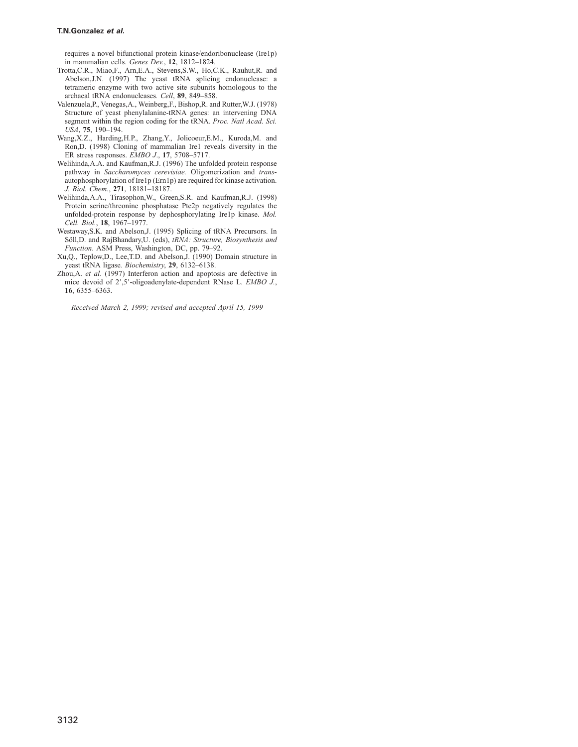requires a novel bifunctional protein kinase/endoribonuclease (Ire1p) in mammalian cells. *Genes Dev.*, **12**, 1812–1824.

Trotta,C.R., Miao,F., Arn,E.A., Stevens,S.W., Ho,C.K., Rauhut,R. and Abelson,J.N. (1997) The yeast tRNA splicing endonuclease: a tetrameric enzyme with two active site subunits homologous to the archaeal tRNA endonucleases. *Cell*, **89**, 849–858.

Valenzuela,P., Venegas,A., Weinberg,F., Bishop,R. and Rutter,W.J. (1978) Structure of yeast phenylalanine-tRNA genes: an intervening DNA segment within the region coding for the tRNA. *Proc. Natl Acad. Sci. USA*, **75**, 190–194.

Wang,X.Z., Harding,H.P., Zhang,Y., Jolicoeur,E.M., Kuroda,M. and Ron,D. (1998) Cloning of mammalian Ire1 reveals diversity in the ER stress responses. *EMBO J.*, **17**, 5708–5717.

Welihinda,A.A. and Kaufman,R.J. (1996) The unfolded protein response pathway in *Saccharomyces cerevisiae.* Oligomerization and *trans*-autophosphorylation of Ire1p (Ern1p) are required for kinase activation. *J. Biol. Chem.*, **271**, 18181–18187.

Welihinda,A.A., Tirasophon,W., Green,S.R. and Kaufman,R.J. (1998) Protein serine/threonine phosphatase Ptc2p negatively regulates the unfolded-protein response by dephosphorylating Ire1p kinase. *Mol. Cell. Biol.*, **18**, 1967–1977.

Westaway,S.K. and Abelson,J. (1995) Splicing of tRNA Precursors. In Söll,D. and RajBhandary,U. (eds), *tRNA: Structure, Biosynthesis and Function*. ASM Press, Washington, DC, pp. 79–92.

Xu,Q., Teplow,D., Lee,T.D. and Abelson,J. (1990) Domain structure in yeast tRNA ligase. *Biochemistry*, **29**, 6132–6138.

Zhou,A. *et al*. (1997) Interferon action and apoptosis are defective in mice devoid of 2′,5′-oligoadenylate-dependent RNase L. *EMBO J.*, **16**, 6355–6363.

*Received March 2, 1999; revised and accepted April 15, 1999*